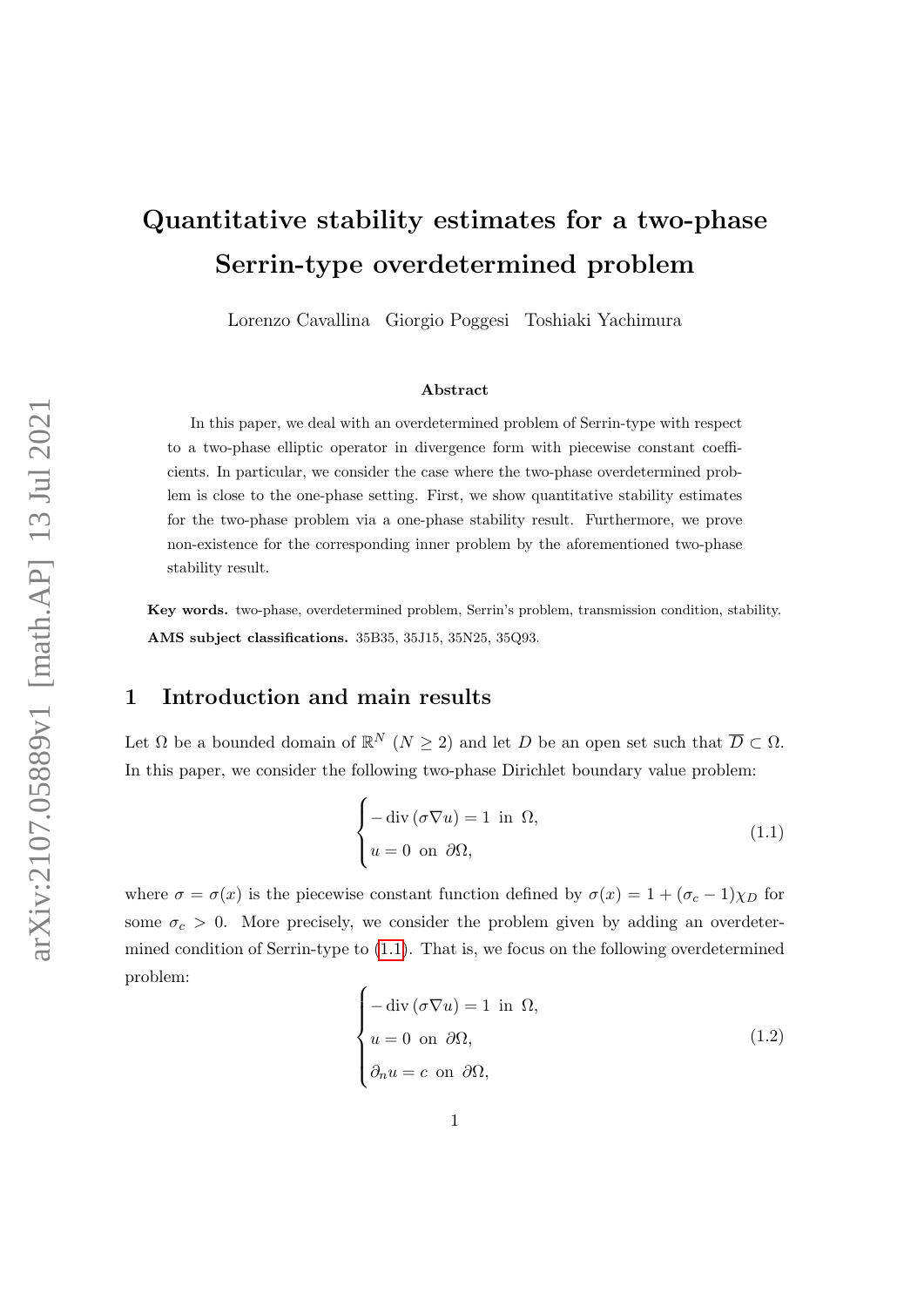# Quantitative stability estimates for a two-phase Serrin-type overdetermined problem

Lorenzo Cavallina   Giorgio Poggesi   Toshiaki Yachimura

### Abstract

In this paper, we deal with an overdetermined problem of Serrin-type with respect to a two-phase elliptic operator in divergence form with piecewise constant coefficients. In particular, we consider the case where the two-phase overdetermined problem is close to the one-phase setting. First, we show quantitative stability estimates for the two-phase problem via a one-phase stability result. Furthermore, we prove non-existence for the corresponding inner problem by the aforementioned two-phase stability result.

**Key words.** two-phase, overdetermined problem, Serrin's problem, transmission condition, stability.

**AMS subject classifications.** 35B35, 35J15, 35N25, 35Q93.

## 1 Introduction and main results

Let $\Omega$ be a bounded domain of $\mathbb{R}^N$ ($N \geq 2$) and let $D$ be an open set such that $\overline{D} \subset \Omega$. In this paper, we consider the following two-phase Dirichlet boundary value problem:

$$
\begin{cases}
-\operatorname{div}(\sigma \nabla u) = 1 \ \text{ in } \ \Omega, \\
u = 0 \ \text{ on } \ \partial\Omega,
\end{cases}
\tag{1.1}
$$

where $\sigma = \sigma(x)$ is the piecewise constant function defined by $\sigma(x) = 1 + (\sigma_c - 1)\chi_D$ for some $\sigma_c > 0$. More precisely, we consider the problem given by adding an overdetermined condition of Serrin-type to (1.1). That is, we focus on the following overdetermined problem:

$$
\begin{cases}
-\operatorname{div}(\sigma \nabla u) = 1 \ \text{ in } \ \Omega, \\
u = 0 \ \text{ on } \ \partial\Omega, \\
\partial_n u = c \ \text{ on } \ \partial\Omega,
\end{cases}
\tag{1.2}
$$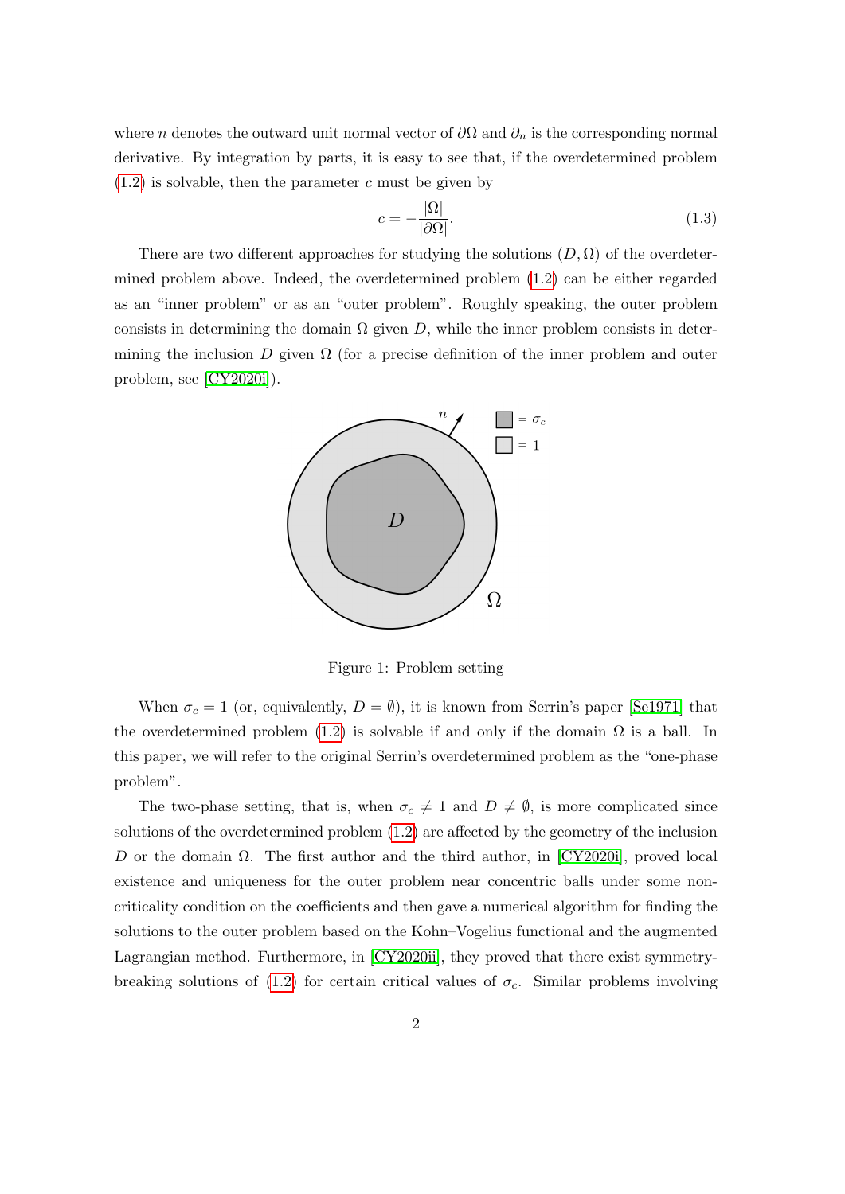where $n$ denotes the outward unit normal vector of $\partial\Omega$ and $\partial_n$ is the corresponding normal derivative. By integration by parts, it is easy to see that, if the overdetermined problem (1.2) is solvable, then the parameter $c$ must be given by

$$c = -\frac{|\Omega|}{|\partial\Omega|}. \tag{1.3}$$

There are two different approaches for studying the solutions $(D, \Omega)$ of the overdetermined problem above. Indeed, the overdetermined problem (1.2) can be either regarded as an "inner problem" or as an "outer problem". Roughly speaking, the outer problem consists in determining the domain $\Omega$ given $D$, while the inner problem consists in determining the inclusion $D$ given $\Omega$ (for a precise definition of the inner problem and outer problem, see [CY2020i]).

Figure 1: Problem setting

When $\sigma_c = 1$ (or, equivalently, $D = \emptyset$), it is known from Serrin's paper [Se1971] that the overdetermined problem (1.2) is solvable if and only if the domain $\Omega$ is a ball. In this paper, we will refer to the original Serrin's overdetermined problem as the "one-phase problem".

The two-phase setting, that is, when $\sigma_c \neq 1$ and $D \neq \emptyset$, is more complicated since solutions of the overdetermined problem (1.2) are affected by the geometry of the inclusion $D$ or the domain $\Omega$. The first author and the third author, in [CY2020i], proved local existence and uniqueness for the outer problem near concentric balls under some noncriticality condition on the coefficients and then gave a numerical algorithm for finding the solutions to the outer problem based on the Kohn–Vogelius functional and the augmented Lagrangian method. Furthermore, in [CY2020ii], they proved that there exist symmetry-breaking solutions of (1.2) for certain critical values of $\sigma_c$. Similar problems involving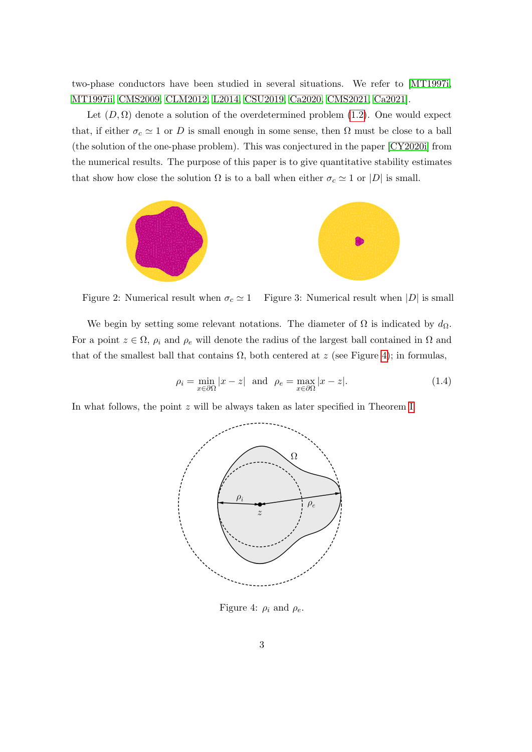two-phase conductors have been studied in several situations. We refer to [MT1997i, MT1997ii, CMS2009, CLM2012, L2014, CSU2019, Ca2020, CMS2021, Ca2021].

Let $(D, \Omega)$ denote a solution of the overdetermined problem (1.2). One would expect that, if either $\sigma_c \simeq 1$ or $D$ is small enough in some sense, then $\Omega$ must be close to a ball (the solution of the one-phase problem). This was conjectured in the paper [CY2020i] from the numerical results. The purpose of this paper is to give quantitative stability estimates that show how close the solution $\Omega$ is to a ball when either $\sigma_c \simeq 1$ or $|D|$ is small.

Figure 2: Numerical result when $\sigma_c \simeq 1$

Figure 3: Numerical result when $|D|$ is small

We begin by setting some relevant notations. The diameter of $\Omega$ is indicated by $d_\Omega$. For a point $z \in \Omega$, $\rho_i$ and $\rho_e$ will denote the radius of the largest ball contained in $\Omega$ and that of the smallest ball that contains $\Omega$, both centered at $z$ (see Figure 4); in formulas,

$$\rho_i = \min_{x \in \partial\Omega} |x - z| \quad \text{and} \quad \rho_e = \max_{x \in \partial\Omega} |x - z|. \tag{1.4}$$

In what follows, the point $z$ will be always taken as later specified in Theorem I.

Figure 4: $\rho_i$ and $\rho_e$.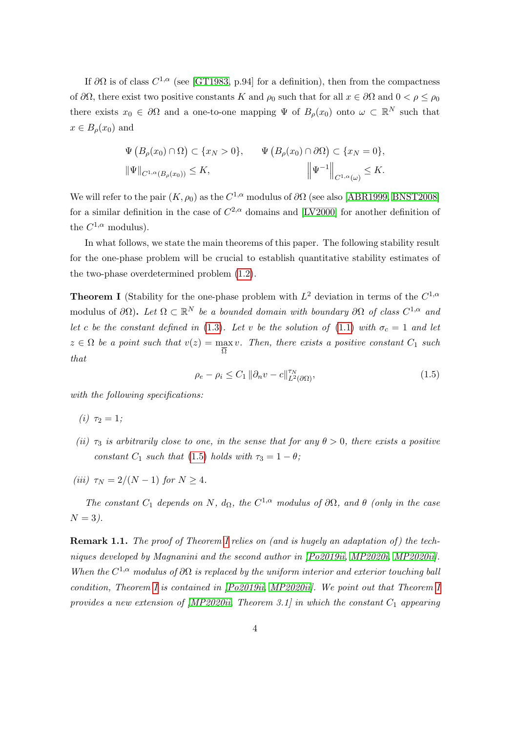If $\partial\Omega$ is of class $C^{1,\alpha}$ (see [GT1983, p.94] for a definition), then from the compactness of $\partial\Omega$, there exist two positive constants $K$ and $\rho_0$ such that for all $x \in \partial\Omega$ and $0 < \rho \le \rho_0$ there exists $x_0 \in \partial\Omega$ and a one-to-one mapping $\Psi$ of $B_\rho(x_0)$ onto $\omega \subset \mathbb{R}^N$ such that $x \in B_\rho(x_0)$ and

$$
\Psi\left(B_\rho(x_0) \cap \Omega\right) \subset \{x_N > 0\}, \qquad \Psi\left(B_\rho(x_0) \cap \partial\Omega\right) \subset \{x_N = 0\},
$$

$$
\|\Psi\|_{C^{1,\alpha}(B_\rho(x_0))} \le K, \qquad \left\|\Psi^{-1}\right\|_{C^{1,\alpha}(\omega)} \le K.
$$

We will refer to the pair $(K, \rho_0)$ as the $C^{1,\alpha}$ modulus of $\partial\Omega$ (see also [ABR1999, BNST2008] for a similar definition in the case of $C^{2,\alpha}$ domains and [LV2000] for another definition of the $C^{1,\alpha}$ modulus).

In what follows, we state the main theorems of this paper. The following stability result for the one-phase problem will be crucial to establish quantitative stability estimates of the two-phase overdetermined problem (1.2).

**Theorem I** (Stability for the one-phase problem with $L^2$ deviation in terms of the $C^{1,\alpha}$ modulus of $\partial\Omega$)**.** *Let $\Omega \subset \mathbb{R}^N$ be a bounded domain with boundary $\partial\Omega$ of class $C^{1,\alpha}$ and let $c$ be the constant defined in (1.3). Let $v$ be the solution of (1.1) with $\sigma_c = 1$ and let $z \in \Omega$ be a point such that $v(z) = \max_{\overline{\Omega}} v$. Then, there exists a positive constant $C_1$ such that*

$$
\rho_e - \rho_i \le C_1 \left\| \partial_n v - c \right\|_{L^2(\partial\Omega)}^{\tau_N}, \tag{1.5}
$$

*with the following specifications:*

*(i) $\tau_2 = 1$;*

*(ii) $\tau_3$ is arbitrarily close to one, in the sense that for any $\theta > 0$, there exists a positive constant $C_1$ such that (1.5) holds with $\tau_3 = 1 - \theta$;*

*(iii) $\tau_N = 2/(N-1)$ for $N \ge 4$.*

*The constant $C_1$ depends on $N$, $d_\Omega$, the $C^{1,\alpha}$ modulus of $\partial\Omega$, and $\theta$ (only in the case $N = 3$).*

**Remark 1.1.** *The proof of Theorem I relies on (and is hugely an adaptation of) the techniques developed by Magnanini and the second author in [Po2019ii, MP2020i, MP2020ii]. When the $C^{1,\alpha}$ modulus of $\partial\Omega$ is replaced by the uniform interior and exterior touching ball condition, Theorem I is contained in [Po2019ii, MP2020ii]. We point out that Theorem I provides a new extension of [MP2020ii, Theorem 3.1] in which the constant $C_1$ appearing*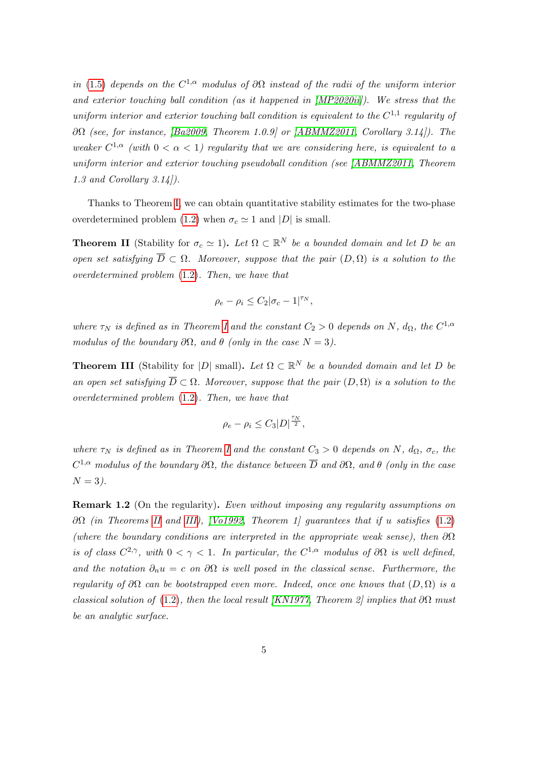*in* (1.5) *depends on the* $C^{1,\alpha}$ *modulus of* $\partial\Omega$ *instead of the radii of the uniform interior and exterior touching ball condition (as it happened in [MP2020ii]). We stress that the uniform interior and exterior touching ball condition is equivalent to the* $C^{1,1}$ *regularity of* $\partial\Omega$ *(see, for instance, [Ba2009, Theorem 1.0.9] or [ABMMZ2011, Corollary 3.14]). The weaker* $C^{1,\alpha}$ *(with* $0 < \alpha < 1$*) regularity that we are considering here, is equivalent to a uniform interior and exterior touching pseudoball condition (see [ABMMZ2011, Theorem 1.3 and Corollary 3.14]).*

Thanks to Theorem I, we can obtain quantitative stability estimates for the two-phase overdetermined problem (1.2) when $\sigma_c \simeq 1$ and $|D|$ is small.

**Theorem II** (Stability for $\sigma_c \simeq 1$)**.** *Let* $\Omega \subset \mathbb{R}^N$ *be a bounded domain and let* $D$ *be an open set satisfying* $\overline{D} \subset \Omega$*. Moreover, suppose that the pair* $(D, \Omega)$ *is a solution to the overdetermined problem* (1.2)*. Then, we have that*

$$\rho_e - \rho_i \leq C_2 |\sigma_c - 1|^{\tau_N},$$

*where* $\tau_N$ *is defined as in Theorem I and the constant* $C_2 > 0$ *depends on* $N$*,* $d_\Omega$*, the* $C^{1,\alpha}$ *modulus of the boundary* $\partial\Omega$*, and* $\theta$ *(only in the case* $N = 3$*).*

**Theorem III** (Stability for $|D|$ small)**.** *Let* $\Omega \subset \mathbb{R}^N$ *be a bounded domain and let* $D$ *be an open set satisfying* $\overline{D} \subset \Omega$*. Moreover, suppose that the pair* $(D, \Omega)$ *is a solution to the overdetermined problem* (1.2)*. Then, we have that*

$$\rho_e - \rho_i \leq C_3 |D|^{\frac{\tau_N}{2}},$$

*where* $\tau_N$ *is defined as in Theorem I and the constant* $C_3 > 0$ *depends on* $N$*,* $d_\Omega$*,* $\sigma_c$*, the* $C^{1,\alpha}$ *modulus of the boundary* $\partial\Omega$*, the distance between* $\overline{D}$ *and* $\partial\Omega$*, and* $\theta$ *(only in the case* $N = 3$*).*

**Remark 1.2** (On the regularity)**.** *Even without imposing any regularity assumptions on* $\partial\Omega$ *(in Theorems II and III), [Vo1992, Theorem 1] guarantees that if* $u$ *satisfies* (1.2) *(where the boundary conditions are interpreted in the appropriate weak sense), then* $\partial\Omega$ *is of class* $C^{2,\gamma}$*, with* $0 < \gamma < 1$*. In particular, the* $C^{1,\alpha}$ *modulus of* $\partial\Omega$ *is well defined, and the notation* $\partial_n u = c$ *on* $\partial\Omega$ *is well posed in the classical sense. Furthermore, the regularity of* $\partial\Omega$ *can be bootstrapped even more. Indeed, once one knows that* $(D, \Omega)$ *is a classical solution of* (1.2)*, then the local result [KN1977, Theorem 2] implies that* $\partial\Omega$ *must be an analytic surface.*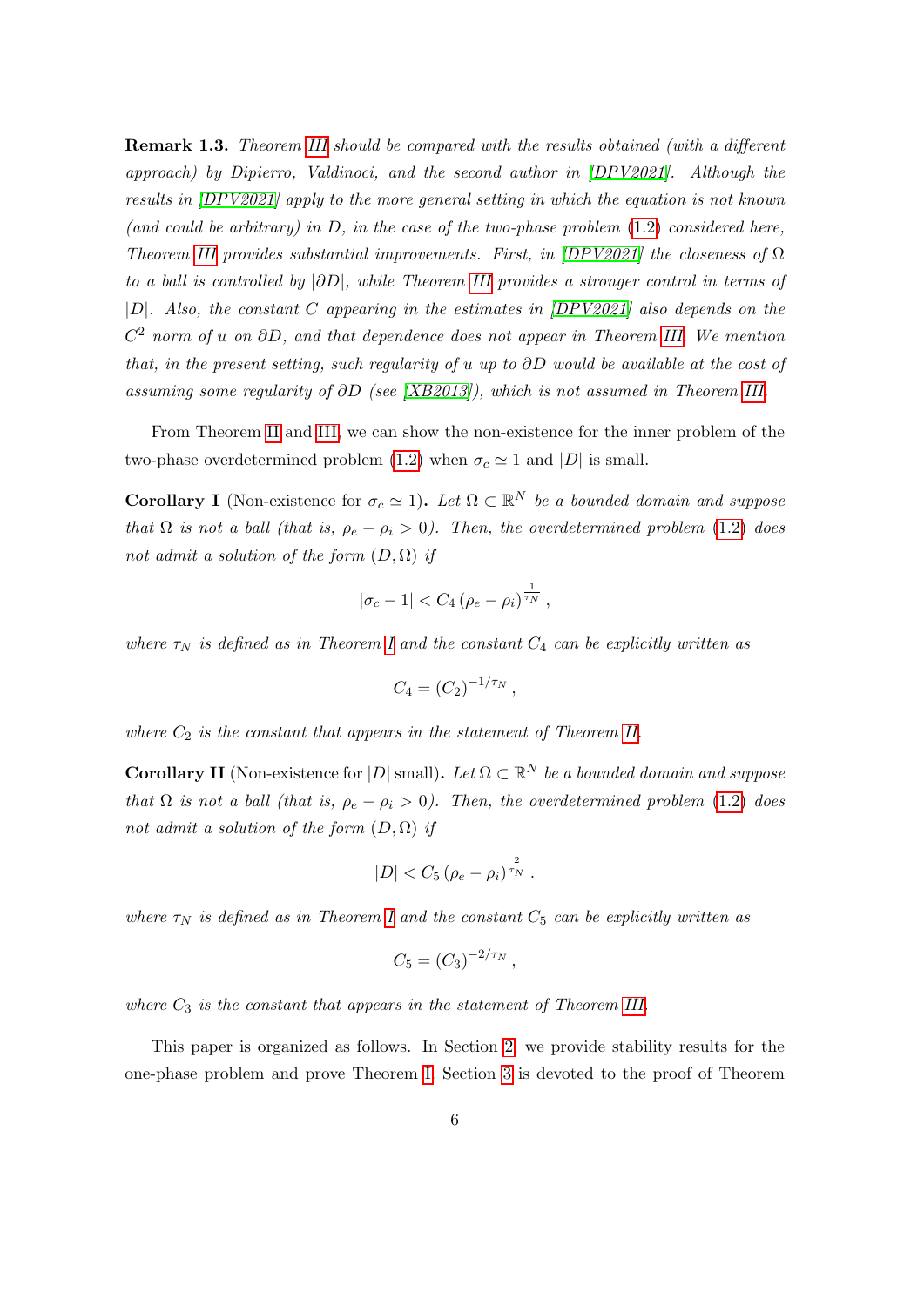**Remark 1.3.** *Theorem III should be compared with the results obtained (with a different approach) by Dipierro, Valdinoci, and the second author in [DPV2021]. Although the results in [DPV2021] apply to the more general setting in which the equation is not known (and could be arbitrary) in $D$, in the case of the two-phase problem (1.2) considered here, Theorem III provides substantial improvements. First, in [DPV2021] the closeness of $\Omega$ to a ball is controlled by $|\partial D|$, while Theorem III provides a stronger control in terms of $|D|$. Also, the constant $C$ appearing in the estimates in [DPV2021] also depends on the $C^2$ norm of $u$ on $\partial D$, and that dependence does not appear in Theorem III. We mention that, in the present setting, such regularity of $u$ up to $\partial D$ would be available at the cost of assuming some regularity of $\partial D$ (see [XB2013]), which is not assumed in Theorem III.*

From Theorem II and III, we can show the non-existence for the inner problem of the two-phase overdetermined problem (1.2) when $\sigma_c \simeq 1$ and $|D|$ is small.

**Corollary I** (Non-existence for $\sigma_c \simeq 1$). *Let $\Omega \subset \mathbb{R}^N$ be a bounded domain and suppose that $\Omega$ is not a ball (that is, $\rho_e - \rho_i > 0$). Then, the overdetermined problem (1.2) does not admit a solution of the form $(D, \Omega)$ if*

$$|\sigma_c - 1| < C_4 \left(\rho_e - \rho_i\right)^{\frac{1}{\tau_N}},$$

*where $\tau_N$ is defined as in Theorem I and the constant $C_4$ can be explicitly written as*

$$C_4 = (C_2)^{-1/\tau_N},$$

*where $C_2$ is the constant that appears in the statement of Theorem II.*

**Corollary II** (Non-existence for $|D|$ small). *Let $\Omega \subset \mathbb{R}^N$ be a bounded domain and suppose that $\Omega$ is not a ball (that is, $\rho_e - \rho_i > 0$). Then, the overdetermined problem (1.2) does not admit a solution of the form $(D, \Omega)$ if*

$$|D| < C_5 \left(\rho_e - \rho_i\right)^{\frac{2}{\tau_N}}.$$

*where $\tau_N$ is defined as in Theorem I and the constant $C_5$ can be explicitly written as*

$$C_5 = (C_3)^{-2/\tau_N},$$

*where $C_3$ is the constant that appears in the statement of Theorem III.*

This paper is organized as follows. In Section 2, we provide stability results for the one-phase problem and prove Theorem I. Section 3 is devoted to the proof of Theorem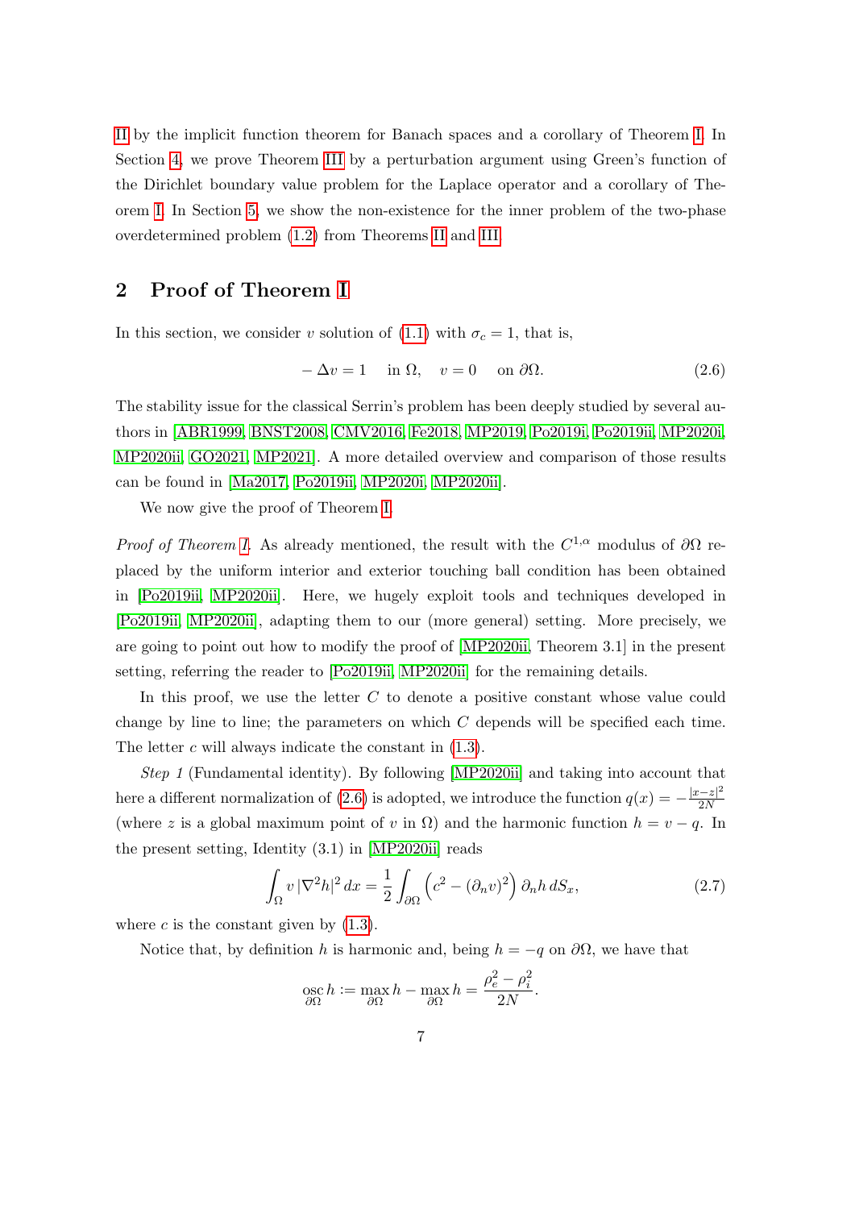II by the implicit function theorem for Banach spaces and a corollary of Theorem I. In Section 4, we prove Theorem III by a perturbation argument using Green's function of the Dirichlet boundary value problem for the Laplace operator and a corollary of Theorem I. In Section 5, we show the non-existence for the inner problem of the two-phase overdetermined problem (1.2) from Theorems II and III.

## 2 Proof of Theorem I

In this section, we consider $v$ solution of (1.1) with $\sigma_c = 1$, that is,

$$-\Delta v = 1 \quad \text{in } \Omega, \quad v = 0 \quad \text{on } \partial\Omega. \tag{2.6}$$

The stability issue for the classical Serrin's problem has been deeply studied by several authors in [ABR1999, BNST2008, CMV2016, Fe2018, MP2019, Po2019i, Po2019ii, MP2020i, MP2020ii, GO2021, MP2021]. A more detailed overview and comparison of those results can be found in [Ma2017, Po2019ii, MP2020i, MP2020ii].

We now give the proof of Theorem I.

*Proof of Theorem I.* As already mentioned, the result with the $C^{1,\alpha}$ modulus of $\partial\Omega$ replaced by the uniform interior and exterior touching ball condition has been obtained in [Po2019ii, MP2020ii]. Here, we hugely exploit tools and techniques developed in [Po2019ii, MP2020ii], adapting them to our (more general) setting. More precisely, we are going to point out how to modify the proof of [MP2020ii, Theorem 3.1] in the present setting, referring the reader to [Po2019ii, MP2020ii] for the remaining details.

In this proof, we use the letter $C$ to denote a positive constant whose value could change by line to line; the parameters on which $C$ depends will be specified each time. The letter $c$ will always indicate the constant in (1.3).

*Step 1* (Fundamental identity). By following [MP2020ii] and taking into account that here a different normalization of (2.6) is adopted, we introduce the function $q(x) = -\frac{|x-z|^2}{2N}$ (where $z$ is a global maximum point of $v$ in $\Omega$) and the harmonic function $h = v - q$. In the present setting, Identity (3.1) in [MP2020ii] reads

$$\int_\Omega v\, |\nabla^2 h|^2 \, dx = \frac{1}{2} \int_{\partial\Omega} \left( c^2 - (\partial_n v)^2 \right) \partial_n h \, dS_x, \tag{2.7}$$

where $c$ is the constant given by (1.3).

Notice that, by definition $h$ is harmonic and, being $h = -q$ on $\partial\Omega$, we have that

$$\operatorname*{osc}_{\partial\Omega} h := \max_{\partial\Omega} h - \max_{\partial\Omega} h = \frac{\rho_e^2 - \rho_i^2}{2N}.$$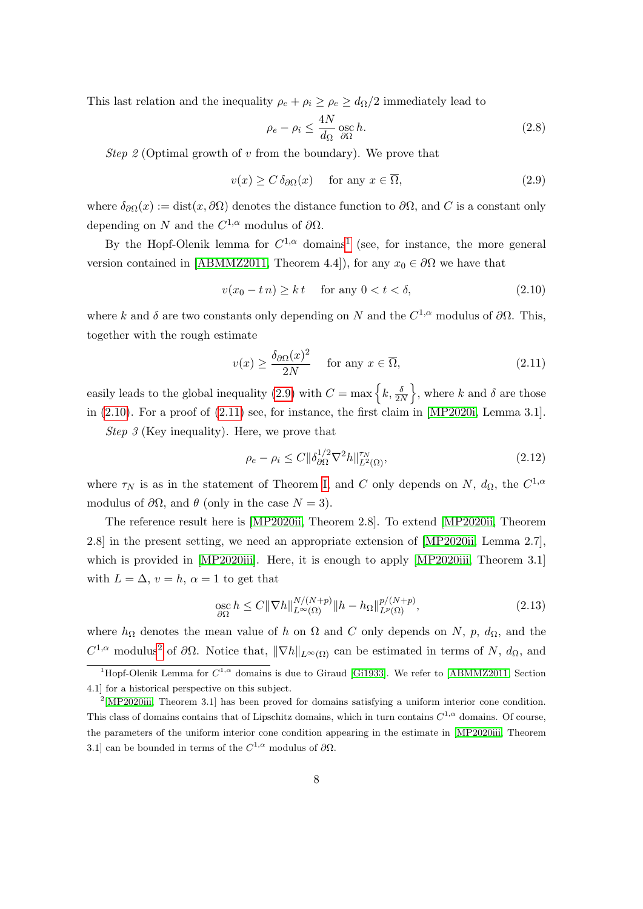This last relation and the inequality $\rho_e + \rho_i \geq \rho_e \geq d_\Omega/2$ immediately lead to

$$\rho_e - \rho_i \leq \frac{4N}{d_\Omega} \operatorname*{osc}_{\partial\Omega} h. \tag{2.8}$$

*Step 2* (Optimal growth of $v$ from the boundary). We prove that

$$v(x) \geq C\, \delta_{\partial\Omega}(x) \quad \text{ for any } x \in \overline{\Omega}, \tag{2.9}$$

where $\delta_{\partial\Omega}(x) := \operatorname{dist}(x, \partial\Omega)$ denotes the distance function to $\partial\Omega$, and $C$ is a constant only depending on $N$ and the $C^{1,\alpha}$ modulus of $\partial\Omega$.

By the Hopf-Olenik lemma for $C^{1,\alpha}$ domains[1] (see, for instance, the more general version contained in [ABMMZ2011, Theorem 4.4]), for any $x_0 \in \partial\Omega$ we have that

$$v(x_0 - t\, n) \geq k\, t \quad \text{ for any } 0 < t < \delta, \tag{2.10}$$

where $k$ and $\delta$ are two constants only depending on $N$ and the $C^{1,\alpha}$ modulus of $\partial\Omega$. This, together with the rough estimate

$$v(x) \geq \frac{\delta_{\partial\Omega}(x)^2}{2N} \quad \text{ for any } x \in \overline{\Omega}, \tag{2.11}$$

easily leads to the global inequality (2.9) with $C = \max\left\{k, \frac{\delta}{2N}\right\}$, where $k$ and $\delta$ are those in (2.10). For a proof of (2.11) see, for instance, the first claim in [MP2020i, Lemma 3.1].

*Step 3* (Key inequality). Here, we prove that

$$\rho_e - \rho_i \leq C \|\delta_{\partial\Omega}^{1/2} \nabla^2 h\|_{L^2(\Omega)}^{\tau_N}, \tag{2.12}$$

where $\tau_N$ is as in the statement of Theorem I, and $C$ only depends on $N$, $d_\Omega$, the $C^{1,\alpha}$ modulus of $\partial\Omega$, and $\theta$ (only in the case $N = 3$).

The reference result here is [MP2020ii, Theorem 2.8]. To extend [MP2020ii, Theorem 2.8] in the present setting, we need an appropriate extension of [MP2020ii, Lemma 2.7], which is provided in [MP2020iii]. Here, it is enough to apply [MP2020iii, Theorem 3.1] with $L = \Delta$, $v = h$, $\alpha = 1$ to get that

$$\operatorname*{osc}_{\partial\Omega} h \leq C \|\nabla h\|_{L^\infty(\Omega)}^{N/(N+p)} \|h - h_\Omega\|_{L^p(\Omega)}^{p/(N+p)}, \tag{2.13}$$

where $h_\Omega$ denotes the mean value of $h$ on $\Omega$ and $C$ only depends on $N$, $p$, $d_\Omega$, and the $C^{1,\alpha}$ modulus[2] of $\partial\Omega$. Notice that, $\|\nabla h\|_{L^\infty(\Omega)}$ can be estimated in terms of $N$, $d_\Omega$, and

---

[1] Hopf-Olenik Lemma for $C^{1,\alpha}$ domains is due to Giraud [Gi1933]. We refer to [ABMMZ2011, Section 4.1] for a historical perspective on this subject.

[2] [MP2020iii, Theorem 3.1] has been proved for domains satisfying a uniform interior cone condition. This class of domains contains that of Lipschitz domains, which in turn contains $C^{1,\alpha}$ domains. Of course, the parameters of the uniform interior cone condition appearing in the estimate in [MP2020iii, Theorem 3.1] can be bounded in terms of the $C^{1,\alpha}$ modulus of $\partial\Omega$.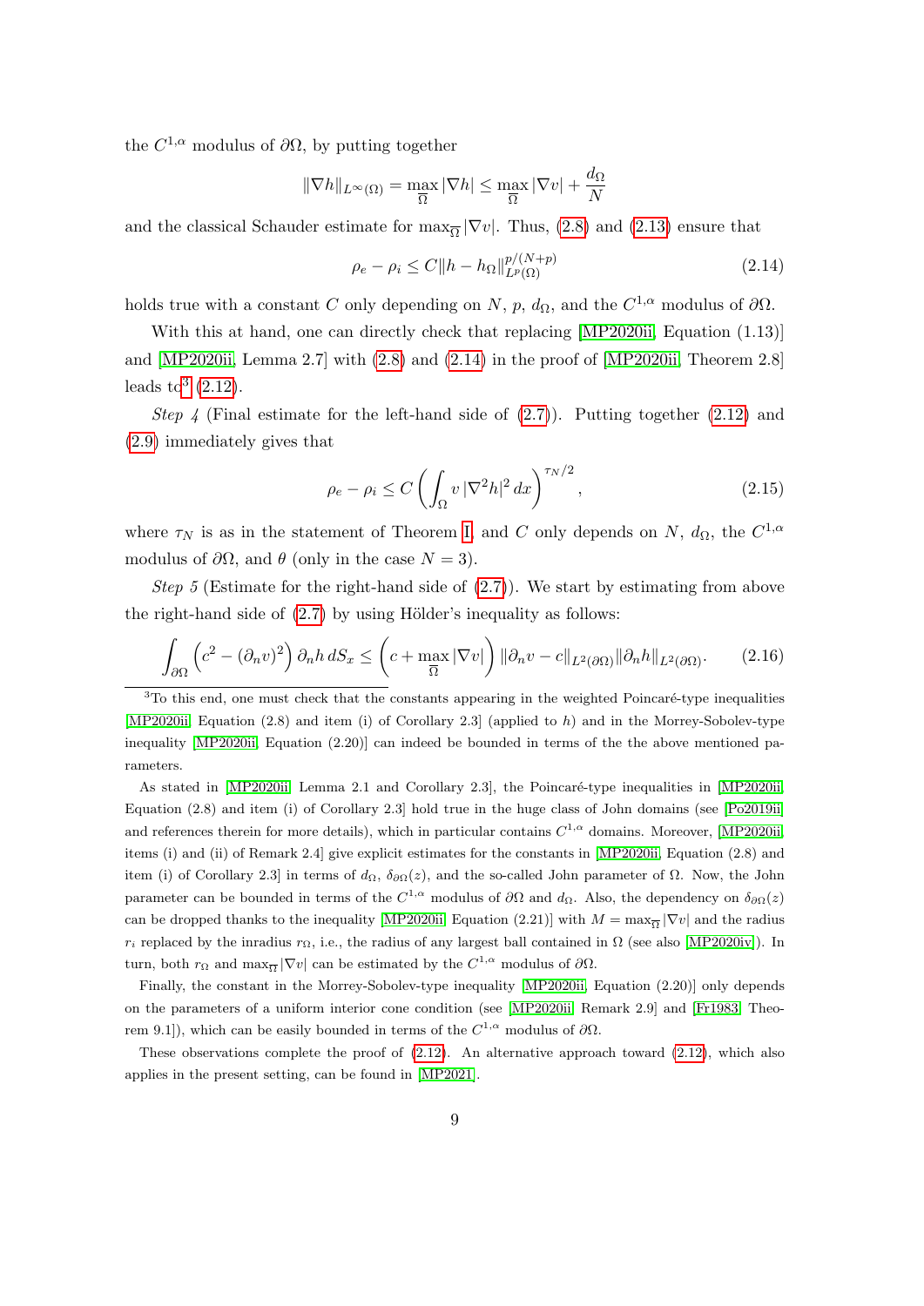the $C^{1,\alpha}$ modulus of $\partial\Omega$, by putting together

$$\|\nabla h\|_{L^\infty(\Omega)} = \max_{\overline{\Omega}} |\nabla h| \le \max_{\overline{\Omega}} |\nabla v| + \frac{d_\Omega}{N}$$

and the classical Schauder estimate for $\max_{\overline{\Omega}} |\nabla v|$. Thus, (2.8) and (2.13) ensure that

$$\rho_e - \rho_i \le C \|h - h_\Omega\|_{L^p(\Omega)}^{p/(N+p)} \tag{2.14}$$

holds true with a constant $C$ only depending on $N$, $p$, $d_\Omega$, and the $C^{1,\alpha}$ modulus of $\partial\Omega$.

With this at hand, one can directly check that replacing [MP2020ii, Equation (1.13)] and [MP2020ii, Lemma 2.7] with (2.8) and (2.14) in the proof of [MP2020ii, Theorem 2.8] leads to[3] (2.12).

*Step 4* (Final estimate for the left-hand side of (2.7)). Putting together (2.12) and (2.9) immediately gives that

$$\rho_e - \rho_i \le C \left( \int_\Omega v \, |\nabla^2 h|^2 \, dx \right)^{\tau_N/2}, \tag{2.15}$$

where $\tau_N$ is as in the statement of Theorem I, and $C$ only depends on $N$, $d_\Omega$, the $C^{1,\alpha}$ modulus of $\partial\Omega$, and $\theta$ (only in the case $N = 3$).

*Step 5* (Estimate for the right-hand side of (2.7)). We start by estimating from above the right-hand side of (2.7) by using Hölder's inequality as follows:

$$\int_{\partial\Omega} \left( c^2 - (\partial_n v)^2 \right) \partial_n h \, dS_x \le \left( c + \max_{\overline{\Omega}} |\nabla v| \right) \|\partial_n v - c\|_{L^2(\partial\Omega)} \|\partial_n h\|_{L^2(\partial\Omega)}. \tag{2.16}$$

[3] To this end, one must check that the constants appearing in the weighted Poincaré-type inequalities [MP2020ii, Equation (2.8) and item (i) of Corollary 2.3] (applied to $h$) and in the Morrey-Sobolev-type inequality [MP2020ii, Equation (2.20)] can indeed be bounded in terms of the the above mentioned parameters.

As stated in [MP2020ii, Lemma 2.1 and Corollary 2.3], the Poincaré-type inequalities in [MP2020ii, Equation (2.8) and item (i) of Corollary 2.3] hold true in the huge class of John domains (see [Po2019ii] and references therein for more details), which in particular contains $C^{1,\alpha}$ domains. Moreover, [MP2020ii, items (i) and (ii) of Remark 2.4] give explicit estimates for the constants in [MP2020ii, Equation (2.8) and item (i) of Corollary 2.3] in terms of $d_\Omega$, $\delta_{\partial\Omega}(z)$, and the so-called John parameter of $\Omega$. Now, the John parameter can be bounded in terms of the $C^{1,\alpha}$ modulus of $\partial\Omega$ and $d_\Omega$. Also, the dependency on $\delta_{\partial\Omega}(z)$ can be dropped thanks to the inequality [MP2020ii, Equation (2.21)] with $M = \max_{\overline{\Omega}} |\nabla v|$ and the radius $r_i$ replaced by the inradius $r_\Omega$, i.e., the radius of any largest ball contained in $\Omega$ (see also [MP2020iv]). In turn, both $r_\Omega$ and $\max_{\overline{\Omega}} |\nabla v|$ can be estimated by the $C^{1,\alpha}$ modulus of $\partial\Omega$.

Finally, the constant in the Morrey-Sobolev-type inequality [MP2020ii, Equation (2.20)] only depends on the parameters of a uniform interior cone condition (see [MP2020ii, Remark 2.9] and [Fr1983, Theorem 9.1]), which can be easily bounded in terms of the $C^{1,\alpha}$ modulus of $\partial\Omega$.

These observations complete the proof of (2.12). An alternative approach toward (2.12), which also applies in the present setting, can be found in [MP2021].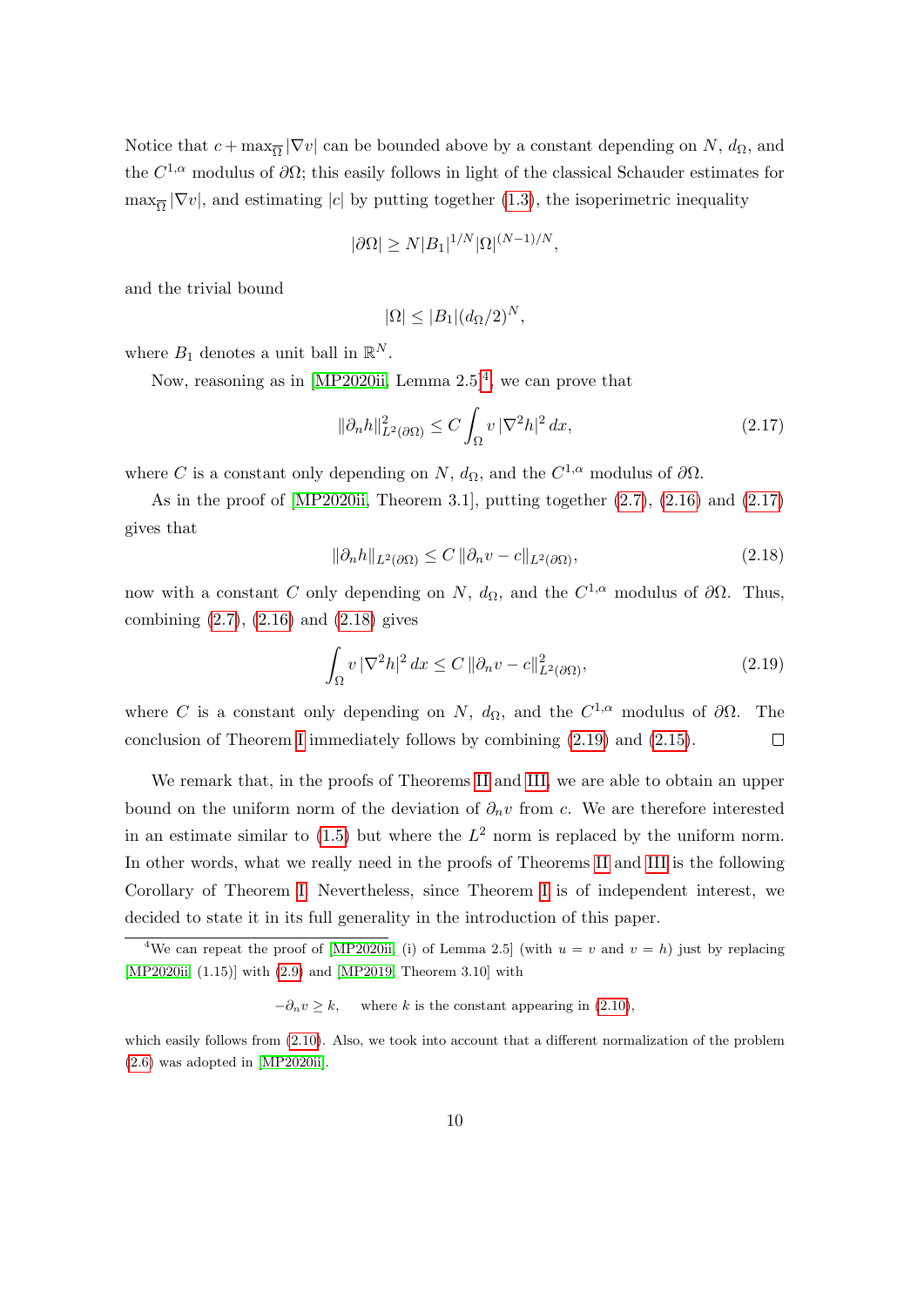Notice that $c + \max_{\overline{\Omega}} |\nabla v|$ can be bounded above by a constant depending on $N$, $d_\Omega$, and the $C^{1,\alpha}$ modulus of $\partial\Omega$; this easily follows in light of the classical Schauder estimates for $\max_{\overline{\Omega}} |\nabla v|$, and estimating $|c|$ by putting together (1.3), the isoperimetric inequality

$$|\partial\Omega| \geq N |B_1|^{1/N} |\Omega|^{(N-1)/N},$$

and the trivial bound

$$|\Omega| \leq |B_1| (d_\Omega/2)^N,$$

where $B_1$ denotes a unit ball in $\mathbb{R}^N$.

Now, reasoning as in [MP2020ii, Lemma 2.5][4], we can prove that

$$\|\partial_n h\|^2_{L^2(\partial\Omega)} \leq C \int_\Omega v \, |\nabla^2 h|^2 \, dx, \tag{2.17}$$

where $C$ is a constant only depending on $N$, $d_\Omega$, and the $C^{1,\alpha}$ modulus of $\partial\Omega$.

As in the proof of [MP2020ii, Theorem 3.1], putting together (2.7), (2.16) and (2.17) gives that

$$\|\partial_n h\|_{L^2(\partial\Omega)} \leq C \, \|\partial_n v - c\|_{L^2(\partial\Omega)}, \tag{2.18}$$

now with a constant $C$ only depending on $N$, $d_\Omega$, and the $C^{1,\alpha}$ modulus of $\partial\Omega$. Thus, combining (2.7), (2.16) and (2.18) gives

$$\int_\Omega v \, |\nabla^2 h|^2 \, dx \leq C \, \|\partial_n v - c\|^2_{L^2(\partial\Omega)}, \tag{2.19}$$

where $C$ is a constant only depending on $N$, $d_\Omega$, and the $C^{1,\alpha}$ modulus of $\partial\Omega$. The conclusion of Theorem I immediately follows by combining (2.19) and (2.15). $\square$

We remark that, in the proofs of Theorems II and III, we are able to obtain an upper bound on the uniform norm of the deviation of $\partial_n v$ from $c$. We are therefore interested in an estimate similar to (1.5) but where the $L^2$ norm is replaced by the uniform norm. In other words, what we really need in the proofs of Theorems II and III is the following Corollary of Theorem I. Nevertheless, since Theorem I is of independent interest, we decided to state it in its full generality in the introduction of this paper.

---

[4] We can repeat the proof of [MP2020ii, (i) of Lemma 2.5] (with $u = v$ and $v = h$) just by replacing [MP2020ii, (1.15)] with (2.9) and [MP2019, Theorem 3.10] with

$$-\partial_n v \geq k, \quad \text{where } k \text{ is the constant appearing in (2.10)},$$

which easily follows from (2.10). Also, we took into account that a different normalization of the problem (2.6) was adopted in [MP2020ii].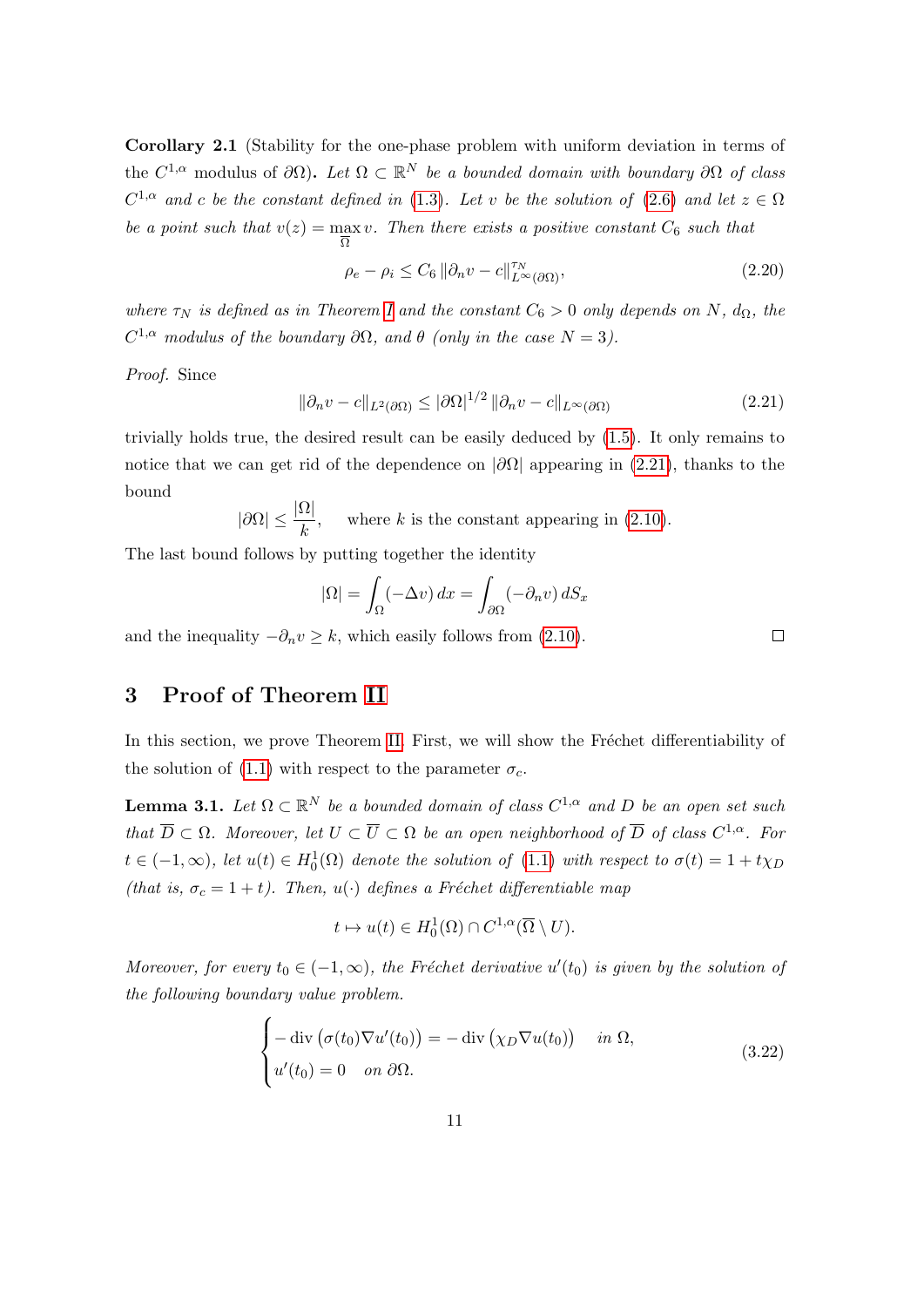**Corollary 2.1** (Stability for the one-phase problem with uniform deviation in terms of the $C^{1,\alpha}$ modulus of $\partial\Omega$)**.** *Let $\Omega \subset \mathbb{R}^N$ be a bounded domain with boundary $\partial\Omega$ of class $C^{1,\alpha}$ and $c$ be the constant defined in (1.3). Let $v$ be the solution of (2.6) and let $z \in \Omega$ be a point such that $v(z) = \max_{\overline{\Omega}} v$. Then there exists a positive constant $C_6$ such that*

$$\rho_e - \rho_i \le C_6 \left\| \partial_n v - c \right\|_{L^\infty(\partial\Omega)}^{\tau_N}, \tag{2.20}$$

*where $\tau_N$ is defined as in Theorem I and the constant $C_6 > 0$ only depends on $N$, $d_\Omega$, the $C^{1,\alpha}$ modulus of the boundary $\partial\Omega$, and $\theta$ (only in the case $N = 3$).*

*Proof.* Since

$$\left\| \partial_n v - c \right\|_{L^2(\partial\Omega)} \le |\partial\Omega|^{1/2} \left\| \partial_n v - c \right\|_{L^\infty(\partial\Omega)} \tag{2.21}$$

trivially holds true, the desired result can be easily deduced by (1.5). It only remains to notice that we can get rid of the dependence on $|\partial\Omega|$ appearing in (2.21), thanks to the bound

$$|\partial\Omega| \le \frac{|\Omega|}{k}, \quad \text{where } k \text{ is the constant appearing in (2.10).}$$

The last bound follows by putting together the identity

$$|\Omega| = \int_\Omega (-\Delta v)\, dx = \int_{\partial\Omega} (-\partial_n v)\, dS_x$$

and the inequality $-\partial_n v \ge k$, which easily follows from (2.10). $\square$

## 3 Proof of Theorem II

In this section, we prove Theorem II. First, we will show the Fréchet differentiability of the solution of (1.1) with respect to the parameter $\sigma_c$.

**Lemma 3.1.** *Let $\Omega \subset \mathbb{R}^N$ be a bounded domain of class $C^{1,\alpha}$ and $D$ be an open set such that $\overline{D} \subset \Omega$. Moreover, let $U \subset \overline{U} \subset \Omega$ be an open neighborhood of $\overline{D}$ of class $C^{1,\alpha}$. For $t \in (-1, \infty)$, let $u(t) \in H_0^1(\Omega)$ denote the solution of (1.1) with respect to $\sigma(t) = 1 + t\chi_D$ (that is, $\sigma_c = 1 + t$). Then, $u(\cdot)$ defines a Fréchet differentiable map*

$$t \mapsto u(t) \in H_0^1(\Omega) \cap C^{1,\alpha}(\overline{\Omega} \setminus U).$$

*Moreover, for every $t_0 \in (-1, \infty)$, the Fréchet derivative $u'(t_0)$ is given by the solution of the following boundary value problem.*

$$\begin{cases} -\operatorname{div}\left(\sigma(t_0)\nabla u'(t_0)\right) = -\operatorname{div}\left(\chi_D \nabla u(t_0)\right) & \text{in } \Omega, \\ u'(t_0) = 0 \quad \text{on } \partial\Omega. \end{cases} \tag{3.22}$$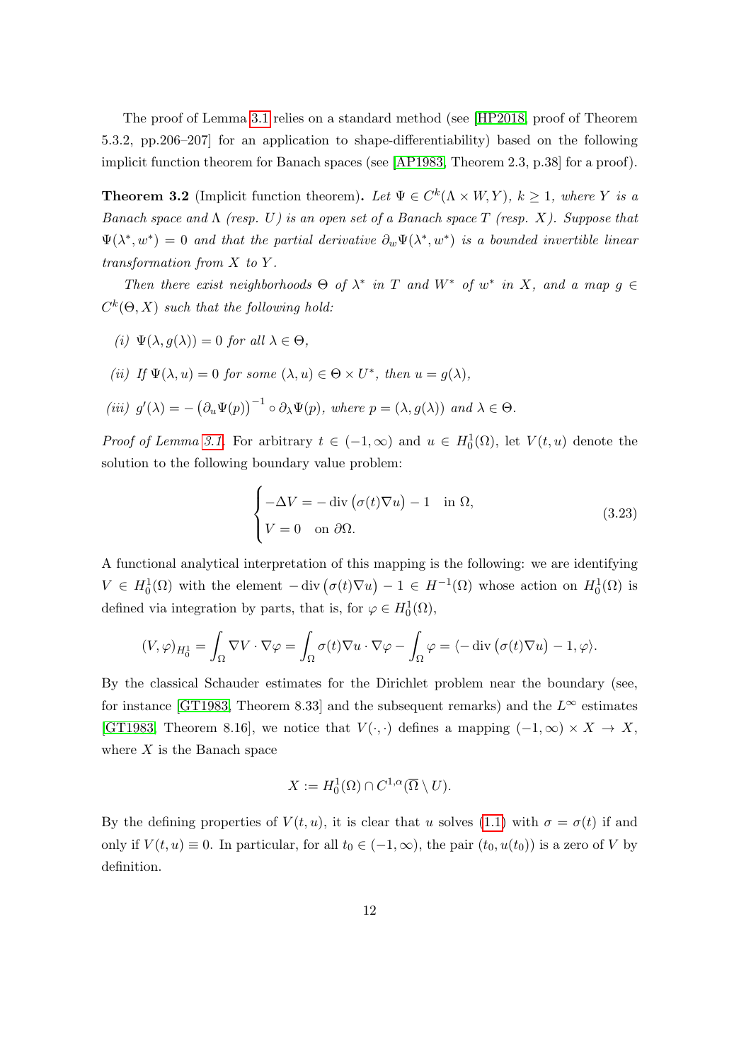The proof of Lemma 3.1 relies on a standard method (see [HP2018, proof of Theorem 5.3.2, pp.206–207] for an application to shape-differentiability) based on the following implicit function theorem for Banach spaces (see [AP1983, Theorem 2.3, p.38] for a proof).

**Theorem 3.2** (Implicit function theorem)**.** *Let $\Psi \in C^k(\Lambda \times W, Y)$, $k \geq 1$, where $Y$ is a Banach space and $\Lambda$ (resp. $U$) is an open set of a Banach space $T$ (resp. $X$). Suppose that $\Psi(\lambda^*, w^*) = 0$ and that the partial derivative $\partial_w \Psi(\lambda^*, w^*)$ is a bounded invertible linear transformation from $X$ to $Y$.*

*Then there exist neighborhoods $\Theta$ of $\lambda^*$ in $T$ and $W^*$ of $w^*$ in $X$, and a map $g \in C^k(\Theta, X)$ such that the following hold:*

*(i) $\Psi(\lambda, g(\lambda)) = 0$ for all $\lambda \in \Theta$,*

*(ii) If $\Psi(\lambda, u) = 0$ for some $(\lambda, u) \in \Theta \times U^*$, then $u = g(\lambda)$,*

*(iii) $g'(\lambda) = -\big(\partial_u \Psi(p)\big)^{-1} \circ \partial_\lambda \Psi(p)$, where $p = (\lambda, g(\lambda))$ and $\lambda \in \Theta$.*

*Proof of Lemma 3.1.* For arbitrary $t \in (-1, \infty)$ and $u \in H_0^1(\Omega)$, let $V(t, u)$ denote the solution to the following boundary value problem:

$$
\begin{cases}
-\Delta V = -\operatorname{div}\big(\sigma(t)\nabla u\big) - 1 & \text{in } \Omega, \\
V = 0 & \text{on } \partial\Omega.
\end{cases}
\tag{3.23}
$$

A functional analytical interpretation of this mapping is the following: we are identifying $V \in H_0^1(\Omega)$ with the element $-\operatorname{div}\big(\sigma(t)\nabla u\big) - 1 \in H^{-1}(\Omega)$ whose action on $H_0^1(\Omega)$ is defined via integration by parts, that is, for $\varphi \in H_0^1(\Omega)$,

$$
(V, \varphi)_{H_0^1} = \int_\Omega \nabla V \cdot \nabla \varphi = \int_\Omega \sigma(t)\nabla u \cdot \nabla \varphi - \int_\Omega \varphi = \langle -\operatorname{div}\big(\sigma(t)\nabla u\big) - 1, \varphi \rangle.
$$

By the classical Schauder estimates for the Dirichlet problem near the boundary (see, for instance [GT1983, Theorem 8.33] and the subsequent remarks) and the $L^\infty$ estimates [GT1983, Theorem 8.16], we notice that $V(\cdot, \cdot)$ defines a mapping $(-1, \infty) \times X \to X$, where $X$ is the Banach space

$$
X := H_0^1(\Omega) \cap C^{1,\alpha}(\overline{\Omega} \setminus U).
$$

By the defining properties of $V(t, u)$, it is clear that $u$ solves (1.1) with $\sigma = \sigma(t)$ if and only if $V(t, u) \equiv 0$. In particular, for all $t_0 \in (-1, \infty)$, the pair $(t_0, u(t_0))$ is a zero of $V$ by definition.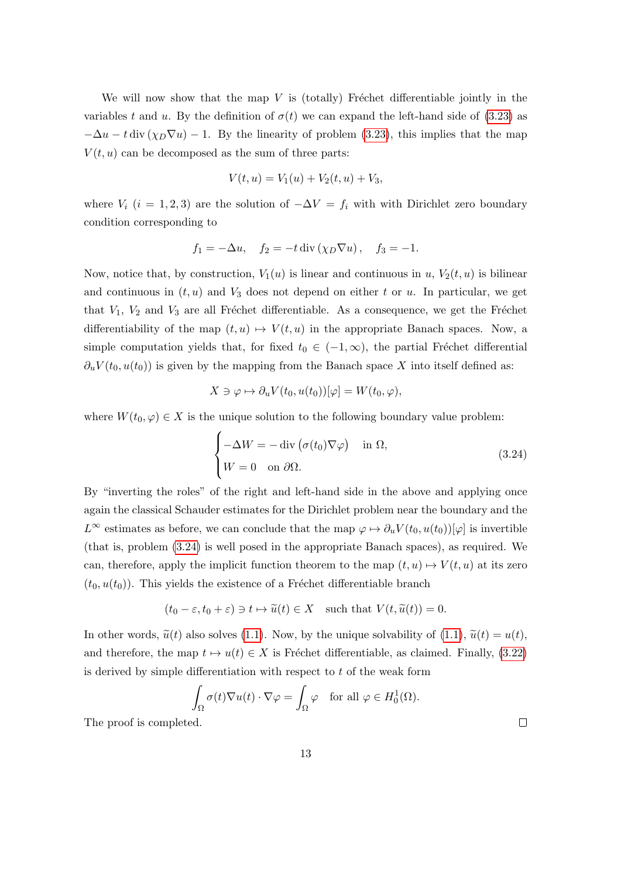We will now show that the map $V$ is (totally) Fréchet differentiable jointly in the variables $t$ and $u$. By the definition of $\sigma(t)$ we can expand the left-hand side of (3.23) as $-\Delta u - t \operatorname{div}(\chi_D \nabla u) - 1$. By the linearity of problem (3.23), this implies that the map $V(t,u)$ can be decomposed as the sum of three parts:

$$
V(t,u) = V_1(u) + V_2(t,u) + V_3,
$$

where $V_i$ $(i = 1,2,3)$ are the solution of $-\Delta V = f_i$ with with Dirichlet zero boundary condition corresponding to

$$
f_1 = -\Delta u, \quad f_2 = -t \operatorname{div}(\chi_D \nabla u), \quad f_3 = -1.
$$

Now, notice that, by construction, $V_1(u)$ is linear and continuous in $u$, $V_2(t,u)$ is bilinear and continuous in $(t,u)$ and $V_3$ does not depend on either $t$ or $u$. In particular, we get that $V_1$, $V_2$ and $V_3$ are all Fréchet differentiable. As a consequence, we get the Fréchet differentiability of the map $(t,u) \mapsto V(t,u)$ in the appropriate Banach spaces. Now, a simple computation yields that, for fixed $t_0 \in (-1,\infty)$, the partial Fréchet differential $\partial_u V(t_0, u(t_0))$ is given by the mapping from the Banach space $X$ into itself defined as:

$$
X \ni \varphi \mapsto \partial_u V(t_0, u(t_0))[\varphi] = W(t_0, \varphi),
$$

where $W(t_0,\varphi) \in X$ is the unique solution to the following boundary value problem:

$$
\begin{cases}
-\Delta W = -\operatorname{div}\big(\sigma(t_0)\nabla \varphi\big) & \text{in } \Omega, \\
W = 0 \quad \text{on } \partial\Omega.
\end{cases}
\tag{3.24}
$$

By "inverting the roles" of the right and left-hand side in the above and applying once again the classical Schauder estimates for the Dirichlet problem near the boundary and the $L^\infty$ estimates as before, we can conclude that the map $\varphi \mapsto \partial_u V(t_0, u(t_0))[\varphi]$ is invertible (that is, problem (3.24) is well posed in the appropriate Banach spaces), as required. We can, therefore, apply the implicit function theorem to the map $(t,u) \mapsto V(t,u)$ at its zero $(t_0, u(t_0))$. This yields the existence of a Fréchet differentiable branch

$$
(t_0 - \varepsilon, t_0 + \varepsilon) \ni t \mapsto \widetilde{u}(t) \in X \quad \text{such that } V(t, \widetilde{u}(t)) = 0.
$$

In other words, $\widetilde{u}(t)$ also solves (1.1). Now, by the unique solvability of (1.1), $\widetilde{u}(t) = u(t)$, and therefore, the map $t \mapsto u(t) \in X$ is Fréchet differentiable, as claimed. Finally, (3.22) is derived by simple differentiation with respect to $t$ of the weak form

$$
\int_\Omega \sigma(t) \nabla u(t) \cdot \nabla \varphi = \int_\Omega \varphi \quad \text{for all } \varphi \in H^1_0(\Omega).
$$

The proof is completed. □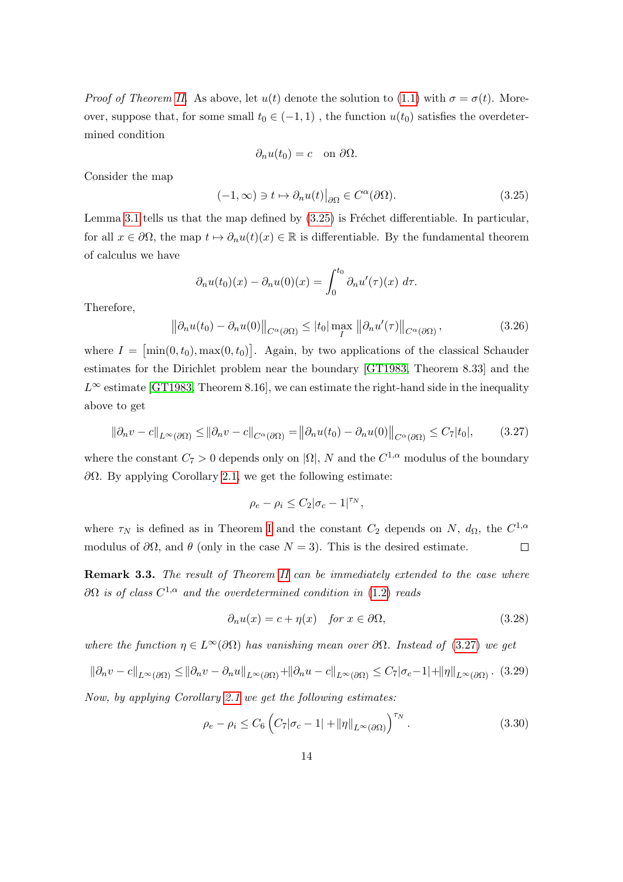*Proof of Theorem II.* As above, let $u(t)$ denote the solution to (1.1) with $\sigma = \sigma(t)$. Moreover, suppose that, for some small $t_0 \in (-1, 1)$ , the function $u(t_0)$ satisfies the overdetermined condition

$$\partial_n u(t_0) = c \quad \text{on } \partial\Omega.$$

Consider the map

$$(-1, \infty) \ni t \mapsto \partial_n u(t)\big|_{\partial\Omega} \in C^\alpha(\partial\Omega). \tag{3.25}$$

Lemma 3.1 tells us that the map defined by (3.25) is Fréchet differentiable. In particular, for all $x \in \partial\Omega$, the map $t \mapsto \partial_n u(t)(x) \in \mathbb{R}$ is differentiable. By the fundamental theorem of calculus we have

$$\partial_n u(t_0)(x) - \partial_n u(0)(x) = \int_0^{t_0} \partial_n u'(\tau)(x)\, d\tau.$$

Therefore,

$$\left\| \partial_n u(t_0) - \partial_n u(0) \right\|_{C^\alpha(\partial\Omega)} \leq |t_0| \max_I \left\| \partial_n u'(\tau) \right\|_{C^\alpha(\partial\Omega)}, \tag{3.26}$$

where $I = \big[\min(0, t_0), \max(0, t_0)\big]$. Again, by two applications of the classical Schauder estimates for the Dirichlet problem near the boundary [GT1983, Theorem 8.33] and the $L^\infty$ estimate [GT1983, Theorem 8.16], we can estimate the right-hand side in the inequality above to get

$$\| \partial_n v - c \|_{L^\infty(\partial\Omega)} \leq \| \partial_n v - c \|_{C^\alpha(\partial\Omega)} = \left\| \partial_n u(t_0) - \partial_n u(0) \right\|_{C^\alpha(\partial\Omega)} \leq C_7 |t_0|, \tag{3.27}$$

where the constant $C_7 > 0$ depends only on $|\Omega|$, $N$ and the $C^{1,\alpha}$ modulus of the boundary $\partial\Omega$. By applying Corollary 2.1, we get the following estimate:

$$\rho_e - \rho_i \leq C_2 |\sigma_c - 1|^{\tau_N},$$

where $\tau_N$ is defined as in Theorem I and the constant $C_2$ depends on $N$, $d_\Omega$, the $C^{1,\alpha}$ modulus of $\partial\Omega$, and $\theta$ (only in the case $N = 3$). This is the desired estimate. $\square$

**Remark 3.3.** *The result of Theorem II can be immediately extended to the case where $\partial\Omega$ is of class $C^{1,\alpha}$ and the overdetermined condition in (1.2) reads*

$$\partial_n u(x) = c + \eta(x) \quad \textit{for } x \in \partial\Omega, \tag{3.28}$$

*where the function $\eta \in L^\infty(\partial\Omega)$ has vanishing mean over $\partial\Omega$. Instead of (3.27) we get*

$$\| \partial_n v - c \|_{L^\infty(\partial\Omega)} \leq \| \partial_n v - \partial_n u \|_{L^\infty(\partial\Omega)} + \| \partial_n u - c \|_{L^\infty(\partial\Omega)} \leq C_7 |\sigma_c - 1| + \| \eta \|_{L^\infty(\partial\Omega)}. \tag{3.29}$$

*Now, by applying Corollary 2.1 we get the following estimates:*

$$\rho_e - \rho_i \leq C_6 \left( C_7 |\sigma_c - 1| + \| \eta \|_{L^\infty(\partial\Omega)} \right)^{\tau_N}. \tag{3.30}$$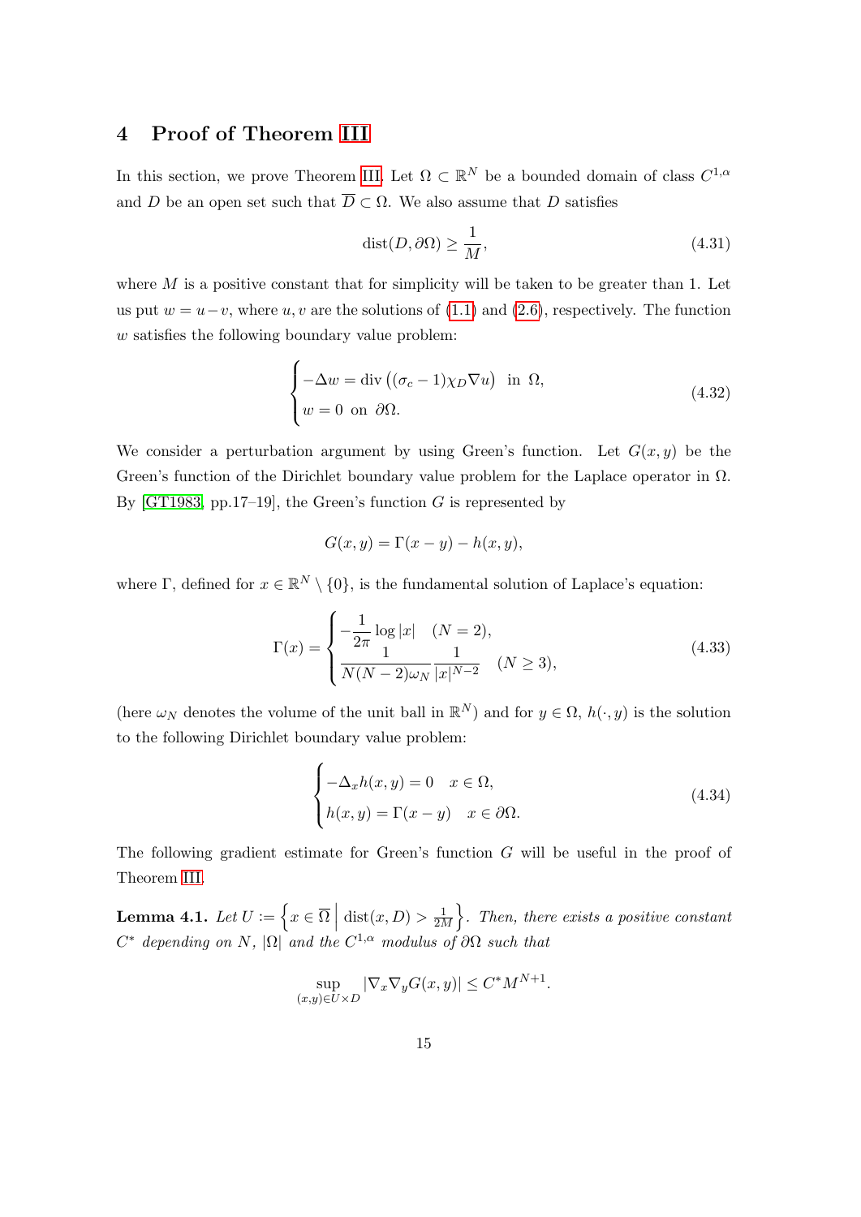## 4 Proof of Theorem III

In this section, we prove Theorem III. Let $\Omega \subset \mathbb{R}^N$ be a bounded domain of class $C^{1,\alpha}$ and $D$ be an open set such that $\overline{D} \subset \Omega$. We also assume that $D$ satisfies

$$\operatorname{dist}(D, \partial\Omega) \geq \frac{1}{M}, \tag{4.31}$$

where $M$ is a positive constant that for simplicity will be taken to be greater than 1. Let us put $w = u - v$, where $u, v$ are the solutions of (1.1) and (2.6), respectively. The function $w$ satisfies the following boundary value problem:

$$\begin{cases} -\Delta w = \operatorname{div}\left((\sigma_c - 1)\chi_D \nabla u\right) & \text{in } \Omega, \\ w = 0 & \text{on } \partial\Omega. \end{cases} \tag{4.32}$$

We consider a perturbation argument by using Green's function. Let $G(x,y)$ be the Green's function of the Dirichlet boundary value problem for the Laplace operator in $\Omega$. By [GT1983, pp.17–19], the Green's function $G$ is represented by

$$G(x,y) = \Gamma(x-y) - h(x,y),$$

where $\Gamma$, defined for $x \in \mathbb{R}^N \setminus \{0\}$, is the fundamental solution of Laplace's equation:

$$\Gamma(x) = \begin{cases} -\dfrac{1}{2\pi} \log |x| & (N=2), \\ \dfrac{1}{N(N-2)\omega_N} \dfrac{1}{|x|^{N-2}} & (N \geq 3), \end{cases} \tag{4.33}$$

(here $\omega_N$ denotes the volume of the unit ball in $\mathbb{R}^N$) and for $y \in \Omega$, $h(\cdot, y)$ is the solution to the following Dirichlet boundary value problem:

$$\begin{cases} -\Delta_x h(x,y) = 0 & x \in \Omega, \\ h(x,y) = \Gamma(x-y) & x \in \partial\Omega. \end{cases} \tag{4.34}$$

The following gradient estimate for Green's function $G$ will be useful in the proof of Theorem III.

**Lemma 4.1.** *Let $U := \left\{ x \in \overline{\Omega} \,\middle|\, \operatorname{dist}(x, D) > \frac{1}{2M} \right\}$. Then, there exists a positive constant $C^*$ depending on $N$, $|\Omega|$ and the $C^{1,\alpha}$ modulus of $\partial\Omega$ such that*

$$\sup_{(x,y) \in U \times D} |\nabla_x \nabla_y G(x,y)| \leq C^* M^{N+1}.$$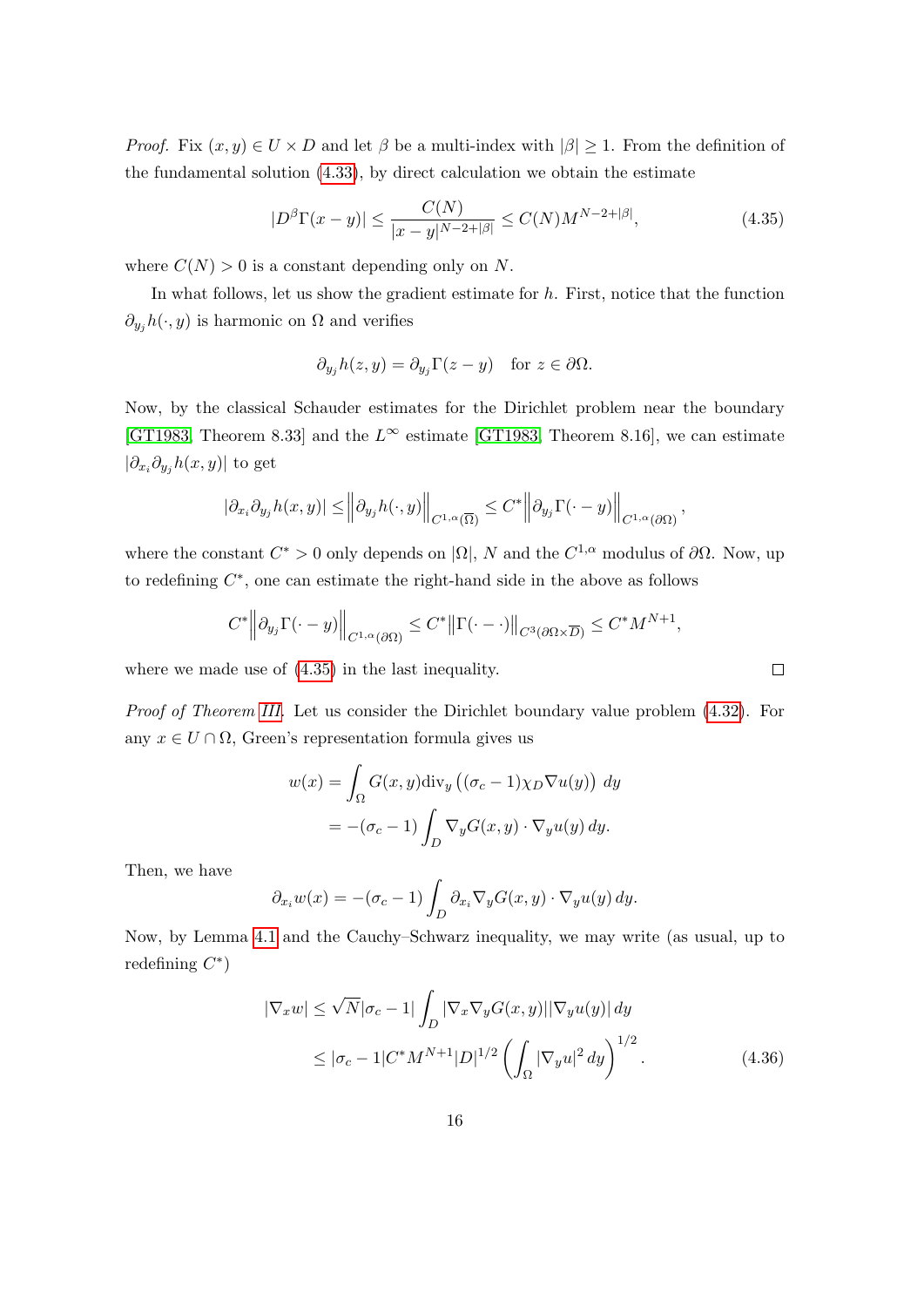*Proof.* Fix $(x, y) \in U \times D$ and let $\beta$ be a multi-index with $|\beta| \geq 1$. From the definition of the fundamental solution (4.33), by direct calculation we obtain the estimate

$$
|D^\beta \Gamma(x-y)| \leq \frac{C(N)}{|x-y|^{N-2+|\beta|}} \leq C(N) M^{N-2+|\beta|}, \tag{4.35}
$$

where $C(N) > 0$ is a constant depending only on $N$.

In what follows, let us show the gradient estimate for $h$. First, notice that the function $\partial_{y_j} h(\cdot, y)$ is harmonic on $\Omega$ and verifies

$$
\partial_{y_j} h(z, y) = \partial_{y_j} \Gamma(z-y) \quad \text{for } z \in \partial\Omega.
$$

Now, by the classical Schauder estimates for the Dirichlet problem near the boundary [GT1983, Theorem 8.33] and the $L^\infty$ estimate [GT1983, Theorem 8.16], we can estimate $|\partial_{x_i} \partial_{y_j} h(x, y)|$ to get

$$
|\partial_{x_i} \partial_{y_j} h(x, y)| \leq \left\| \partial_{y_j} h(\cdot, y) \right\|_{C^{1,\alpha}(\overline{\Omega})} \leq C^* \left\| \partial_{y_j} \Gamma(\cdot - y) \right\|_{C^{1,\alpha}(\partial\Omega)},
$$

where the constant $C^* > 0$ only depends on $|\Omega|$, $N$ and the $C^{1,\alpha}$ modulus of $\partial\Omega$. Now, up to redefining $C^*$, one can estimate the right-hand side in the above as follows

$$
C^* \left\| \partial_{y_j} \Gamma(\cdot - y) \right\|_{C^{1,\alpha}(\partial\Omega)} \leq C^* \left\| \Gamma(\cdot - \cdot) \right\|_{C^3(\partial\Omega \times \overline{D})} \leq C^* M^{N+1},
$$

where we made use of (4.35) in the last inequality. $\square$

*Proof of Theorem III.* Let us consider the Dirichlet boundary value problem (4.32). For any $x \in U \cap \Omega$, Green's representation formula gives us

$$
\begin{aligned}
w(x) &= \int_\Omega G(x, y) \operatorname{div}_y \left( (\sigma_c - 1) \chi_D \nabla u(y) \right) \, dy \\
&= -(\sigma_c - 1) \int_D \nabla_y G(x, y) \cdot \nabla_y u(y) \, dy.
\end{aligned}
$$

Then, we have

$$
\partial_{x_i} w(x) = -(\sigma_c - 1) \int_D \partial_{x_i} \nabla_y G(x, y) \cdot \nabla_y u(y) \, dy.
$$

Now, by Lemma 4.1 and the Cauchy–Schwarz inequality, we may write (as usual, up to redefining $C^*$)

$$
\begin{aligned}
|\nabla_x w| &\leq \sqrt{N} |\sigma_c - 1| \int_D |\nabla_x \nabla_y G(x, y)| |\nabla_y u(y)| \, dy \\
&\leq |\sigma_c - 1| C^* M^{N+1} |D|^{1/2} \left( \int_\Omega |\nabla_y u|^2 \, dy \right)^{1/2}.
\end{aligned} \tag{4.36}
$$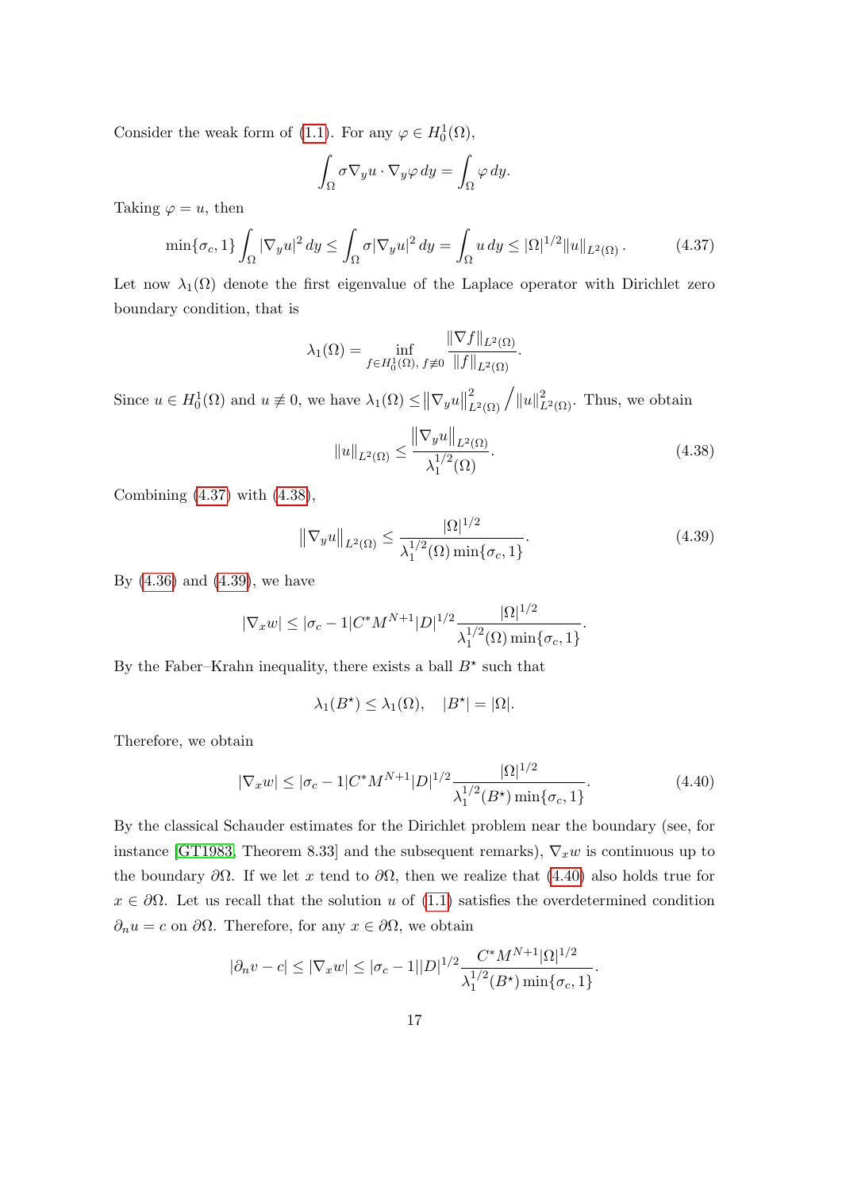Consider the weak form of (1.1). For any $\varphi \in H_0^1(\Omega)$,

$$\int_\Omega \sigma \nabla_y u \cdot \nabla_y \varphi \, dy = \int_\Omega \varphi \, dy.$$

Taking $\varphi = u$, then

$$\min\{\sigma_c, 1\} \int_\Omega |\nabla_y u|^2 \, dy \leq \int_\Omega \sigma |\nabla_y u|^2 \, dy = \int_\Omega u \, dy \leq |\Omega|^{1/2} \|u\|_{L^2(\Omega)}. \tag{4.37}$$

Let now $\lambda_1(\Omega)$ denote the first eigenvalue of the Laplace operator with Dirichlet zero boundary condition, that is

$$\lambda_1(\Omega) = \inf_{f \in H_0^1(\Omega),\, f \not\equiv 0} \frac{\|\nabla f\|_{L^2(\Omega)}}{\|f\|_{L^2(\Omega)}}.$$

Since $u \in H_0^1(\Omega)$ and $u \not\equiv 0$, we have $\lambda_1(\Omega) \leq \left\|\nabla_y u\right\|^2_{L^2(\Omega)} \Big/ \|u\|^2_{L^2(\Omega)}$. Thus, we obtain

$$\|u\|_{L^2(\Omega)} \leq \frac{\left\|\nabla_y u\right\|_{L^2(\Omega)}}{\lambda_1^{1/2}(\Omega)}. \tag{4.38}$$

Combining (4.37) with (4.38),

$$\left\|\nabla_y u\right\|_{L^2(\Omega)} \leq \frac{|\Omega|^{1/2}}{\lambda_1^{1/2}(\Omega) \min\{\sigma_c, 1\}}. \tag{4.39}$$

By (4.36) and (4.39), we have

$$|\nabla_x w| \leq |\sigma_c - 1| C^* M^{N+1} |D|^{1/2} \frac{|\Omega|^{1/2}}{\lambda_1^{1/2}(\Omega) \min\{\sigma_c, 1\}}.$$

By the Faber–Krahn inequality, there exists a ball $B^\star$ such that

$$\lambda_1(B^\star) \leq \lambda_1(\Omega), \quad |B^\star| = |\Omega|.$$

Therefore, we obtain

$$|\nabla_x w| \leq |\sigma_c - 1| C^* M^{N+1} |D|^{1/2} \frac{|\Omega|^{1/2}}{\lambda_1^{1/2}(B^\star) \min\{\sigma_c, 1\}}. \tag{4.40}$$

By the classical Schauder estimates for the Dirichlet problem near the boundary (see, for instance [GT1983, Theorem 8.33] and the subsequent remarks), $\nabla_x w$ is continuous up to the boundary $\partial\Omega$. If we let $x$ tend to $\partial\Omega$, then we realize that (4.40) also holds true for $x \in \partial\Omega$. Let us recall that the solution $u$ of (1.1) satisfies the overdetermined condition $\partial_n u = c$ on $\partial\Omega$. Therefore, for any $x \in \partial\Omega$, we obtain

$$|\partial_n v - c| \leq |\nabla_x w| \leq |\sigma_c - 1| |D|^{1/2} \frac{C^* M^{N+1} |\Omega|^{1/2}}{\lambda_1^{1/2}(B^\star) \min\{\sigma_c, 1\}}.$$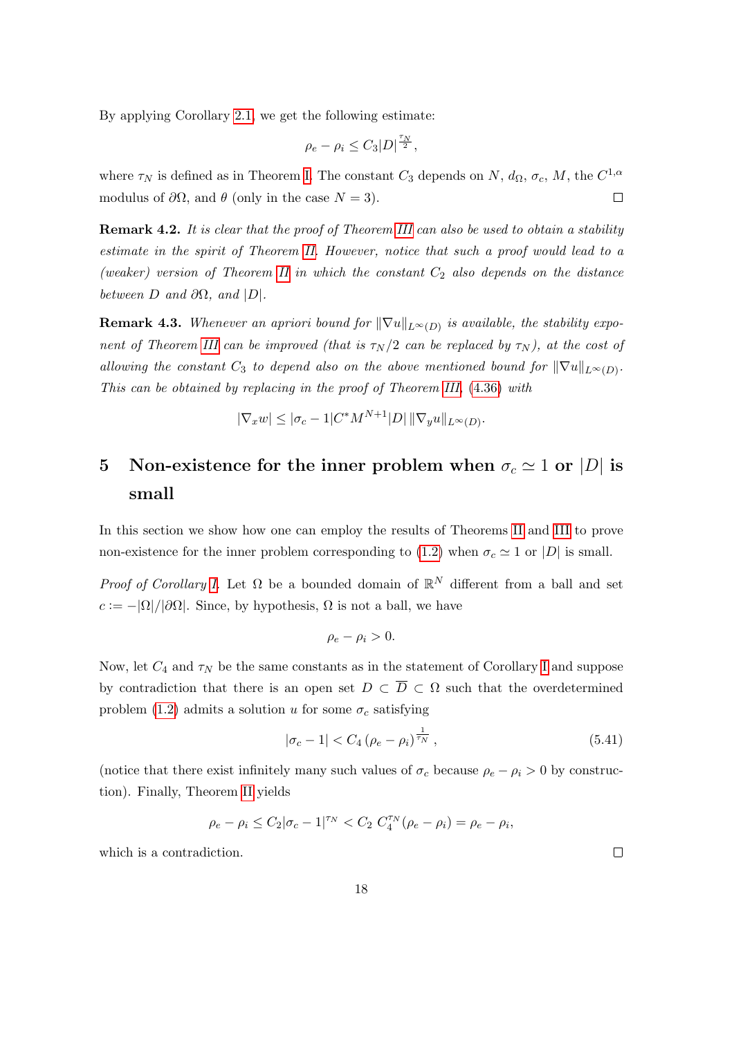By applying Corollary 2.1, we get the following estimate:

$$\rho_e - \rho_i \le C_3 |D|^{\frac{\tau_N}{2}},$$

where $\tau_N$ is defined as in Theorem I. The constant $C_3$ depends on $N$, $d_\Omega$, $\sigma_c$, $M$, the $C^{1,\alpha}$ modulus of $\partial\Omega$, and $\theta$ (only in the case $N=3$). ◻

**Remark 4.2.** *It is clear that the proof of Theorem III can also be used to obtain a stability estimate in the spirit of Theorem II. However, notice that such a proof would lead to a (weaker) version of Theorem II in which the constant $C_2$ also depends on the distance between $D$ and $\partial\Omega$, and $|D|$.*

**Remark 4.3.** *Whenever an apriori bound for $\|\nabla u\|_{L^\infty(D)}$ is available, the stability exponent of Theorem III can be improved (that is $\tau_N/2$ can be replaced by $\tau_N$), at the cost of allowing the constant $C_3$ to depend also on the above mentioned bound for $\|\nabla u\|_{L^\infty(D)}$. This can be obtained by replacing in the proof of Theorem III, (4.36) with*

$$|\nabla_x w| \le |\sigma_c - 1| C^* M^{N+1} |D| \, \|\nabla_y u\|_{L^\infty(D)}.$$

# 5 Non-existence for the inner problem when $\sigma_c \simeq 1$ or $|D|$ is small

In this section we show how one can employ the results of Theorems II and III to prove non-existence for the inner problem corresponding to (1.2) when $\sigma_c \simeq 1$ or $|D|$ is small.

*Proof of Corollary I.* Let $\Omega$ be a bounded domain of $\mathbb{R}^N$ different from a ball and set $c := -|\Omega|/|\partial\Omega|$. Since, by hypothesis, $\Omega$ is not a ball, we have

$$\rho_e - \rho_i > 0.$$

Now, let $C_4$ and $\tau_N$ be the same constants as in the statement of Corollary I and suppose by contradiction that there is an open set $D \subset \overline{D} \subset \Omega$ such that the overdetermined problem (1.2) admits a solution $u$ for some $\sigma_c$ satisfying

$$|\sigma_c - 1| < C_4 \left(\rho_e - \rho_i\right)^{\frac{1}{\tau_N}}, \tag{5.41}$$

(notice that there exist infinitely many such values of $\sigma_c$ because $\rho_e - \rho_i > 0$ by construction). Finally, Theorem II yields

$$\rho_e - \rho_i \le C_2 |\sigma_c - 1|^{\tau_N} < C_2 \, C_4^{\tau_N} (\rho_e - \rho_i) = \rho_e - \rho_i,$$

which is a contradiction. ◻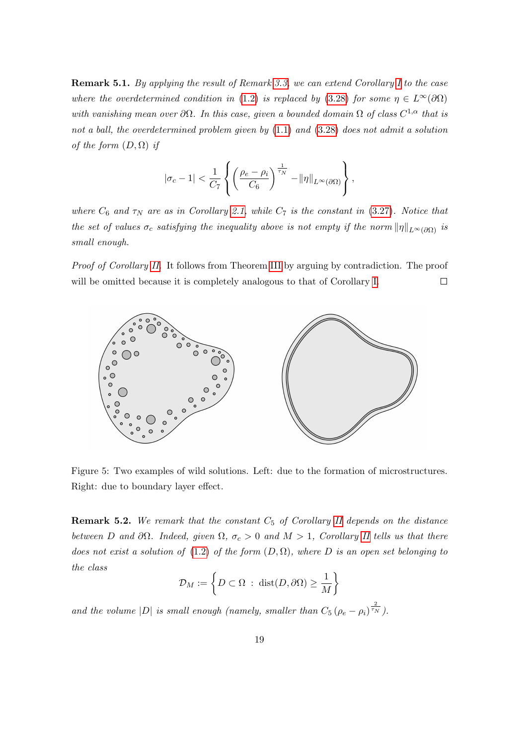**Remark 5.1.** *By applying the result of Remark 3.3, we can extend Corollary I to the case where the overdetermined condition in (1.2) is replaced by (3.28) for some $\eta \in L^\infty(\partial\Omega)$ with vanishing mean over $\partial\Omega$. In this case, given a bounded domain $\Omega$ of class $C^{1,\alpha}$ that is not a ball, the overdetermined problem given by (1.1) and (3.28) does not admit a solution of the form $(D, \Omega)$ if*

$$|\sigma_c - 1| < \frac{1}{C_7} \left\{ \left( \frac{\rho_e - \rho_i}{C_6} \right)^{\frac{1}{\tau_N}} - \|\eta\|_{L^\infty(\partial\Omega)} \right\},$$

*where $C_6$ and $\tau_N$ are as in Corollary 2.1, while $C_7$ is the constant in (3.27). Notice that the set of values $\sigma_c$ satisfying the inequality above is not empty if the norm $\|\eta\|_{L^\infty(\partial\Omega)}$ is small enough.*

*Proof of Corollary II.* It follows from Theorem III by arguing by contradiction. The proof will be omitted because it is completely analogous to that of Corollary I. $\square$

Figure 5: Two examples of wild solutions. Left: due to the formation of microstructures. Right: due to boundary layer effect.

**Remark 5.2.** *We remark that the constant $C_5$ of Corollary II depends on the distance between $D$ and $\partial\Omega$. Indeed, given $\Omega$, $\sigma_c > 0$ and $M > 1$, Corollary II tells us that there does not exist a solution of (1.2) of the form $(D, \Omega)$, where $D$ is an open set belonging to the class*

$$\mathcal{D}_M := \left\{ D \subset \Omega \ : \ \operatorname{dist}(D, \partial\Omega) \geq \frac{1}{M} \right\}$$

*and the volume $|D|$ is small enough (namely, smaller than $C_5 \left(\rho_e - \rho_i\right)^{\frac{2}{\tau_N}}$).*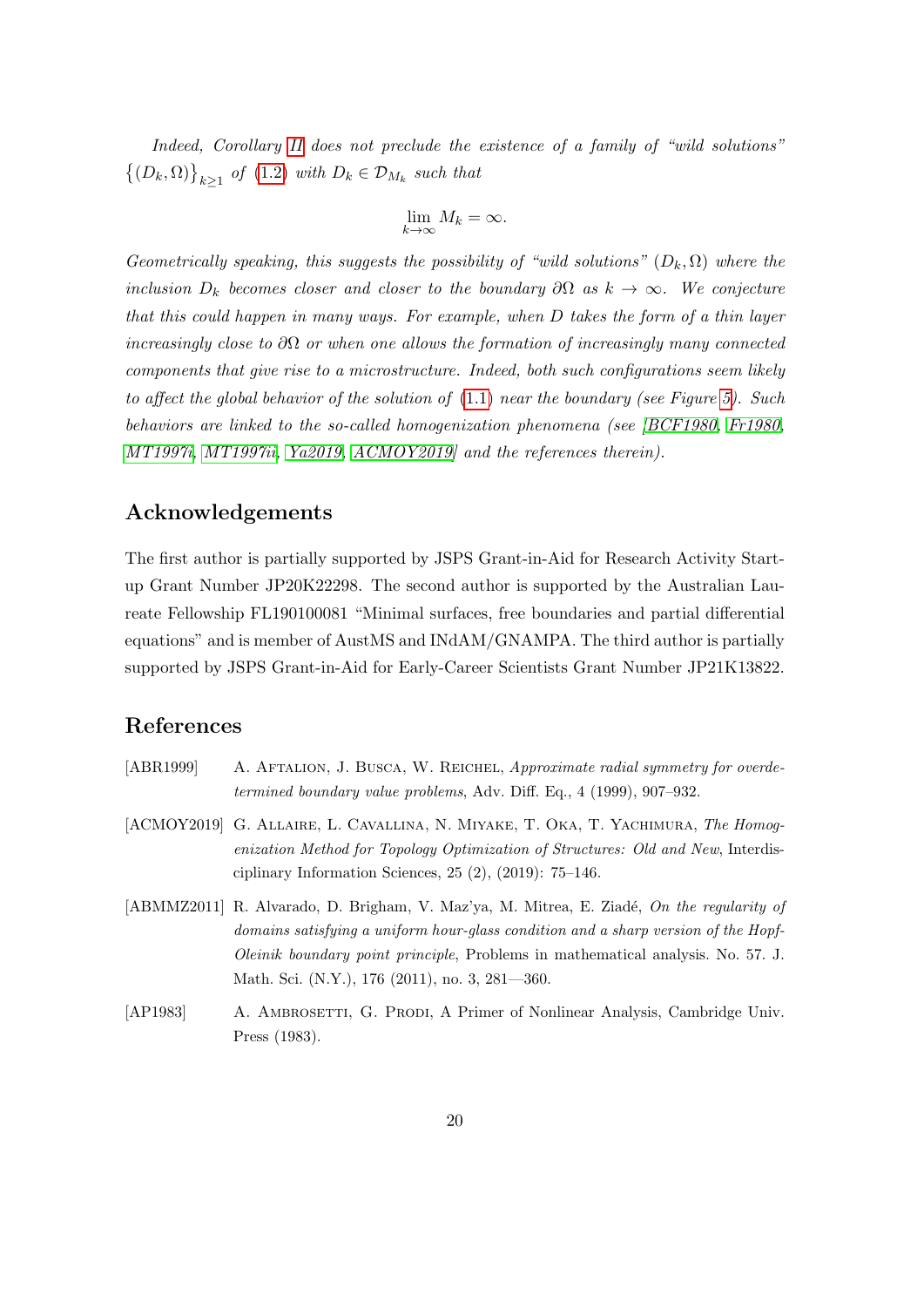*Indeed, Corollary II does not preclude the existence of a family of "wild solutions" $\{(D_k, \Omega)\}_{k\geq 1}$ of (1.2) with $D_k \in \mathcal{D}_{M_k}$ such that*

$$\lim_{k\to\infty} M_k = \infty.$$

*Geometrically speaking, this suggests the possibility of "wild solutions" $(D_k, \Omega)$ where the inclusion $D_k$ becomes closer and closer to the boundary $\partial\Omega$ as $k \to \infty$. We conjecture that this could happen in many ways. For example, when $D$ takes the form of a thin layer increasingly close to $\partial\Omega$ or when one allows the formation of increasingly many connected components that give rise to a microstructure. Indeed, both such configurations seem likely to affect the global behavior of the solution of (1.1) near the boundary (see Figure 5). Such behaviors are linked to the so-called homogenization phenomena (see [BCF1980, Fr1980, MT1997i, MT1997ii, Ya2019, ACMOY2019] and the references therein).*

## Acknowledgements

The first author is partially supported by JSPS Grant-in-Aid for Research Activity Start-up Grant Number JP20K22298. The second author is supported by the Australian Laureate Fellowship FL190100081 "Minimal surfaces, free boundaries and partial differential equations" and is member of AustMS and INdAM/GNAMPA. The third author is partially supported by JSPS Grant-in-Aid for Early-Career Scientists Grant Number JP21K13822.

## References

[ABR1999] A. Aftalion, J. Busca, W. Reichel, *Approximate radial symmetry for overdetermined boundary value problems*, Adv. Diff. Eq., 4 (1999), 907–932.

[ACMOY2019] G. Allaire, L. Cavallina, N. Miyake, T. Oka, T. Yachimura, *The Homogenization Method for Topology Optimization of Structures: Old and New*, Interdisciplinary Information Sciences, 25 (2), (2019): 75–146.

[ABMMZ2011] R. Alvarado, D. Brigham, V. Maz'ya, M. Mitrea, E. Ziadé, *On the regularity of domains satisfying a uniform hour-glass condition and a sharp version of the Hopf-Oleinik boundary point principle*, Problems in mathematical analysis. No. 57. J. Math. Sci. (N.Y.), 176 (2011), no. 3, 281—360.

[AP1983] A. Ambrosetti, G. Prodi, A Primer of Nonlinear Analysis, Cambridge Univ. Press (1983).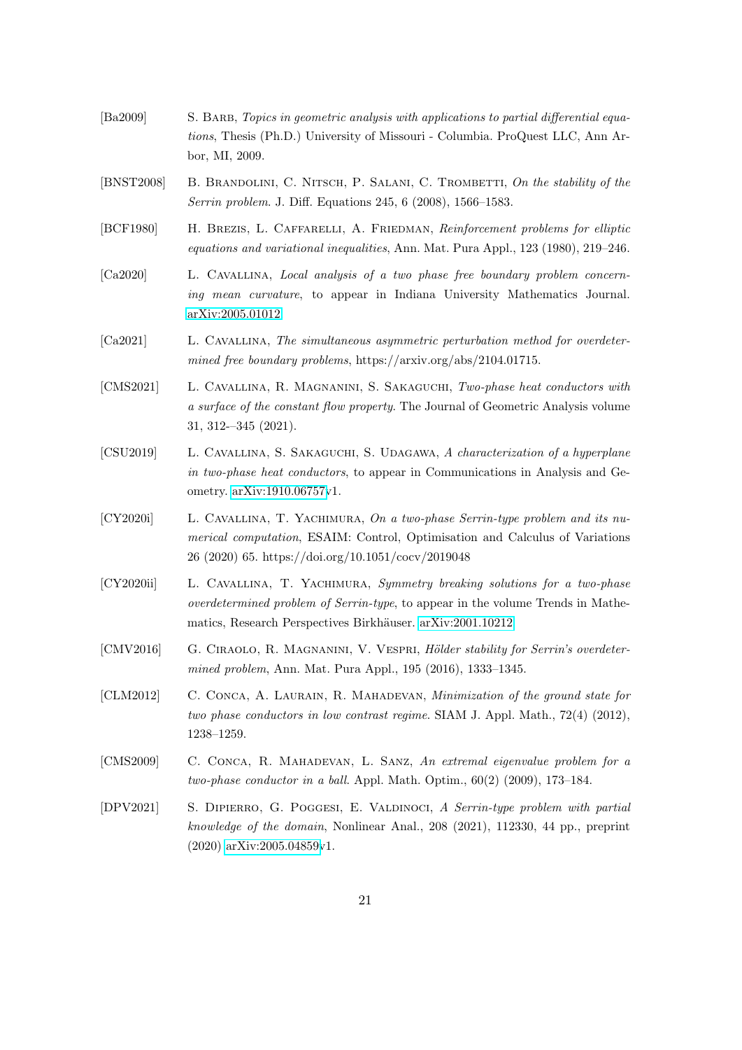[Ba2009] S. Barb, *Topics in geometric analysis with applications to partial differential equations*, Thesis (Ph.D.) University of Missouri - Columbia. ProQuest LLC, Ann Arbor, MI, 2009.

[BNST2008] B. Brandolini, C. Nitsch, P. Salani, C. Trombetti, *On the stability of the Serrin problem*. J. Diff. Equations 245, 6 (2008), 1566–1583.

[BCF1980] H. Brezis, L. Caffarelli, A. Friedman, *Reinforcement problems for elliptic equations and variational inequalities*, Ann. Mat. Pura Appl., 123 (1980), 219–246.

[Ca2020] L. Cavallina, *Local analysis of a two phase free boundary problem concerning mean curvature*, to appear in Indiana University Mathematics Journal. arXiv:2005.01012

[Ca2021] L. Cavallina, *The simultaneous asymmetric perturbation method for overdetermined free boundary problems*, https://arxiv.org/abs/2104.01715.

[CMS2021] L. Cavallina, R. Magnanini, S. Sakaguchi, *Two-phase heat conductors with a surface of the constant flow property*. The Journal of Geometric Analysis volume 31, 312-–345 (2021).

[CSU2019] L. Cavallina, S. Sakaguchi, S. Udagawa, *A characterization of a hyperplane in two-phase heat conductors*, to appear in Communications in Analysis and Geometry. arXiv:1910.06757v1.

[CY2020i] L. Cavallina, T. Yachimura, *On a two-phase Serrin-type problem and its numerical computation*, ESAIM: Control, Optimisation and Calculus of Variations 26 (2020) 65. https://doi.org/10.1051/cocv/2019048

[CY2020ii] L. Cavallina, T. Yachimura, *Symmetry breaking solutions for a two-phase overdetermined problem of Serrin-type*, to appear in the volume Trends in Mathematics, Research Perspectives Birkhäuser. arXiv:2001.10212

[CMV2016] G. Ciraolo, R. Magnanini, V. Vespri, *Hölder stability for Serrin's overdetermined problem*, Ann. Mat. Pura Appl., 195 (2016), 1333–1345.

[CLM2012] C. Conca, A. Laurain, R. Mahadevan, *Minimization of the ground state for two phase conductors in low contrast regime*. SIAM J. Appl. Math., 72(4) (2012), 1238–1259.

[CMS2009] C. Conca, R. Mahadevan, L. Sanz, *An extremal eigenvalue problem for a two-phase conductor in a ball*. Appl. Math. Optim., 60(2) (2009), 173–184.

[DPV2021] S. Dipierro, G. Poggesi, E. Valdinoci, *A Serrin-type problem with partial knowledge of the domain*, Nonlinear Anal., 208 (2021), 112330, 44 pp., preprint (2020) arXiv:2005.04859v1.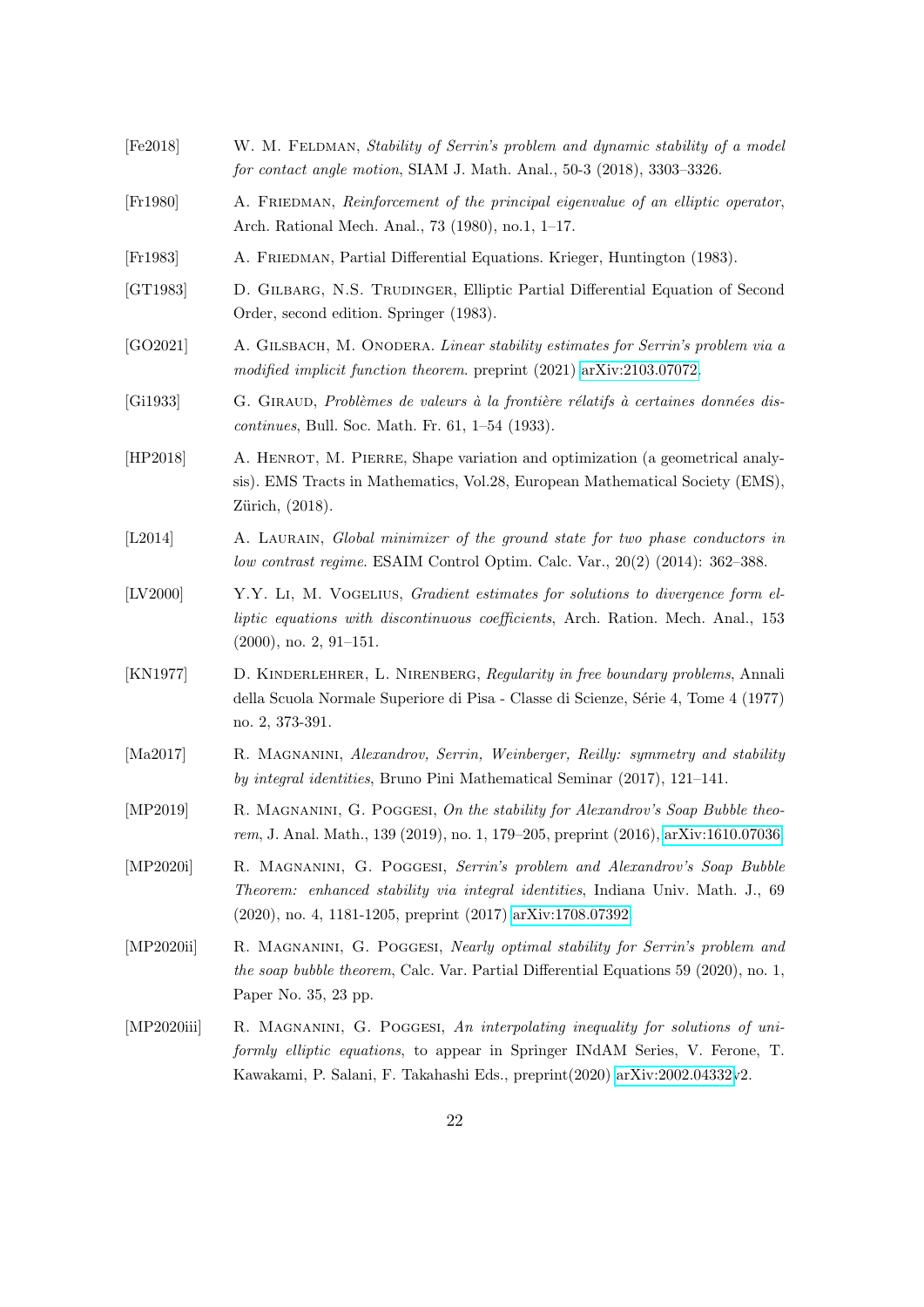[Fe2018] W. M. Feldman, *Stability of Serrin's problem and dynamic stability of a model for contact angle motion*, SIAM J. Math. Anal., 50-3 (2018), 3303–3326.

[Fr1980] A. Friedman, *Reinforcement of the principal eigenvalue of an elliptic operator*, Arch. Rational Mech. Anal., 73 (1980), no.1, 1–17.

[Fr1983] A. Friedman, Partial Differential Equations. Krieger, Huntington (1983).

[GT1983] D. Gilbarg, N.S. Trudinger, Elliptic Partial Differential Equation of Second Order, second edition. Springer (1983).

[GO2021] A. Gilsbach, M. Onodera. *Linear stability estimates for Serrin's problem via a modified implicit function theorem*. preprint (2021) arXiv:2103.07072.

[Gi1933] G. Giraud, *Problèmes de valeurs à la frontière rélatifs à certaines données discontinues*, Bull. Soc. Math. Fr. 61, 1–54 (1933).

[HP2018] A. Henrot, M. Pierre, Shape variation and optimization (a geometrical analysis). EMS Tracts in Mathematics, Vol.28, European Mathematical Society (EMS), Zürich, (2018).

[L2014] A. Laurain, *Global minimizer of the ground state for two phase conductors in low contrast regime*. ESAIM Control Optim. Calc. Var., 20(2) (2014): 362–388.

[LV2000] Y.Y. Li, M. Vogelius, *Gradient estimates for solutions to divergence form elliptic equations with discontinuous coefficients*, Arch. Ration. Mech. Anal., 153 (2000), no. 2, 91–151.

[KN1977] D. Kinderlehrer, L. Nirenberg, *Regularity in free boundary problems*, Annali della Scuola Normale Superiore di Pisa - Classe di Scienze, Série 4, Tome 4 (1977) no. 2, 373-391.

[Ma2017] R. Magnanini, *Alexandrov, Serrin, Weinberger, Reilly: symmetry and stability by integral identities*, Bruno Pini Mathematical Seminar (2017), 121–141.

[MP2019] R. Magnanini, G. Poggesi, *On the stability for Alexandrov's Soap Bubble theorem*, J. Anal. Math., 139 (2019), no. 1, 179–205, preprint (2016), arXiv:1610.07036.

[MP2020i] R. Magnanini, G. Poggesi, *Serrin's problem and Alexandrov's Soap Bubble Theorem: enhanced stability via integral identities*, Indiana Univ. Math. J., 69 (2020), no. 4, 1181-1205, preprint (2017) arXiv:1708.07392.

[MP2020ii] R. Magnanini, G. Poggesi, *Nearly optimal stability for Serrin's problem and the soap bubble theorem*, Calc. Var. Partial Differential Equations 59 (2020), no. 1, Paper No. 35, 23 pp.

[MP2020iii] R. Magnanini, G. Poggesi, *An interpolating inequality for solutions of uniformly elliptic equations*, to appear in Springer INdAM Series, V. Ferone, T. Kawakami, P. Salani, F. Takahashi Eds., preprint(2020) arXiv:2002.04332v2.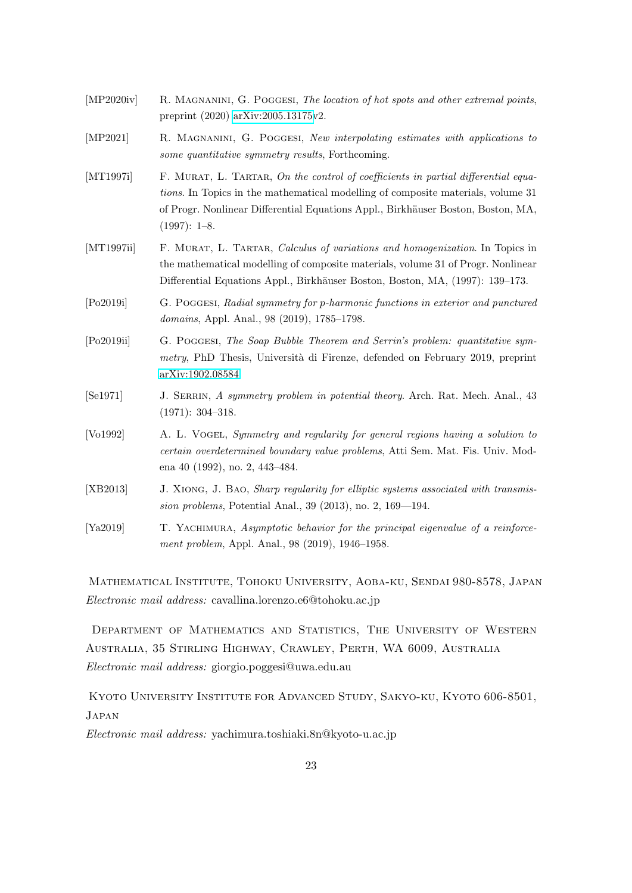[MP2020iv] R. Magnanini, G. Poggesi, *The location of hot spots and other extremal points*, preprint (2020) arXiv:2005.13175v2.

[MP2021] R. Magnanini, G. Poggesi, *New interpolating estimates with applications to some quantitative symmetry results*, Forthcoming.

[MT1997i] F. Murat, L. Tartar, *On the control of coefficients in partial differential equations*. In Topics in the mathematical modelling of composite materials, volume 31 of Progr. Nonlinear Differential Equations Appl., Birkhäuser Boston, Boston, MA, (1997): 1–8.

[MT1997ii] F. Murat, L. Tartar, *Calculus of variations and homogenization*. In Topics in the mathematical modelling of composite materials, volume 31 of Progr. Nonlinear Differential Equations Appl., Birkhäuser Boston, Boston, MA, (1997): 139–173.

[Po2019i] G. Poggesi, *Radial symmetry for p-harmonic functions in exterior and punctured domains*, Appl. Anal., 98 (2019), 1785–1798.

[Po2019ii] G. Poggesi, *The Soap Bubble Theorem and Serrin's problem: quantitative symmetry*, PhD Thesis, Università di Firenze, defended on February 2019, preprint arXiv:1902.08584.

[Se1971] J. Serrin, *A symmetry problem in potential theory*. Arch. Rat. Mech. Anal., 43 (1971): 304–318.

[Vo1992] A. L. Vogel, *Symmetry and regularity for general regions having a solution to certain overdetermined boundary value problems*, Atti Sem. Mat. Fis. Univ. Modena 40 (1992), no. 2, 443–484.

[XB2013] J. Xiong, J. Bao, *Sharp regularity for elliptic systems associated with transmission problems*, Potential Anal., 39 (2013), no. 2, 169—194.

[Ya2019] T. Yachimura, *Asymptotic behavior for the principal eigenvalue of a reinforcement problem*, Appl. Anal., 98 (2019), 1946–1958.

Mathematical Institute, Tohoku University, Aoba-ku, Sendai 980-8578, Japan
*Electronic mail address:* cavallina.lorenzo.e6@tohoku.ac.jp

Department of Mathematics and Statistics, The University of Western Australia, 35 Stirling Highway, Crawley, Perth, WA 6009, Australia
*Electronic mail address:* giorgio.poggesi@uwa.edu.au

Kyoto University Institute for Advanced Study, Sakyo-ku, Kyoto 606-8501, Japan
*Electronic mail address:* yachimura.toshiaki.8n@kyoto-u.ac.jp